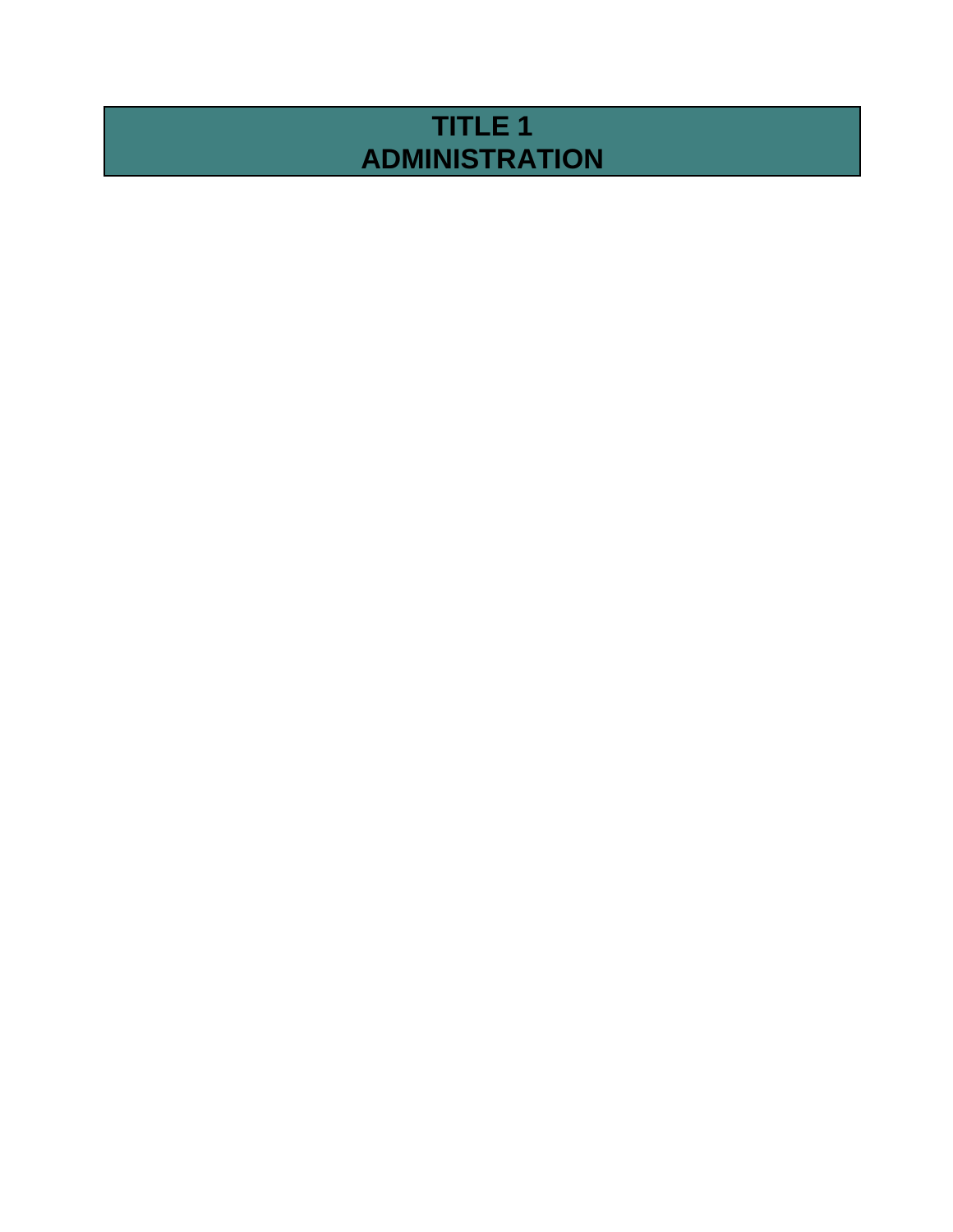# TITLE 1
# ADMINISTRATION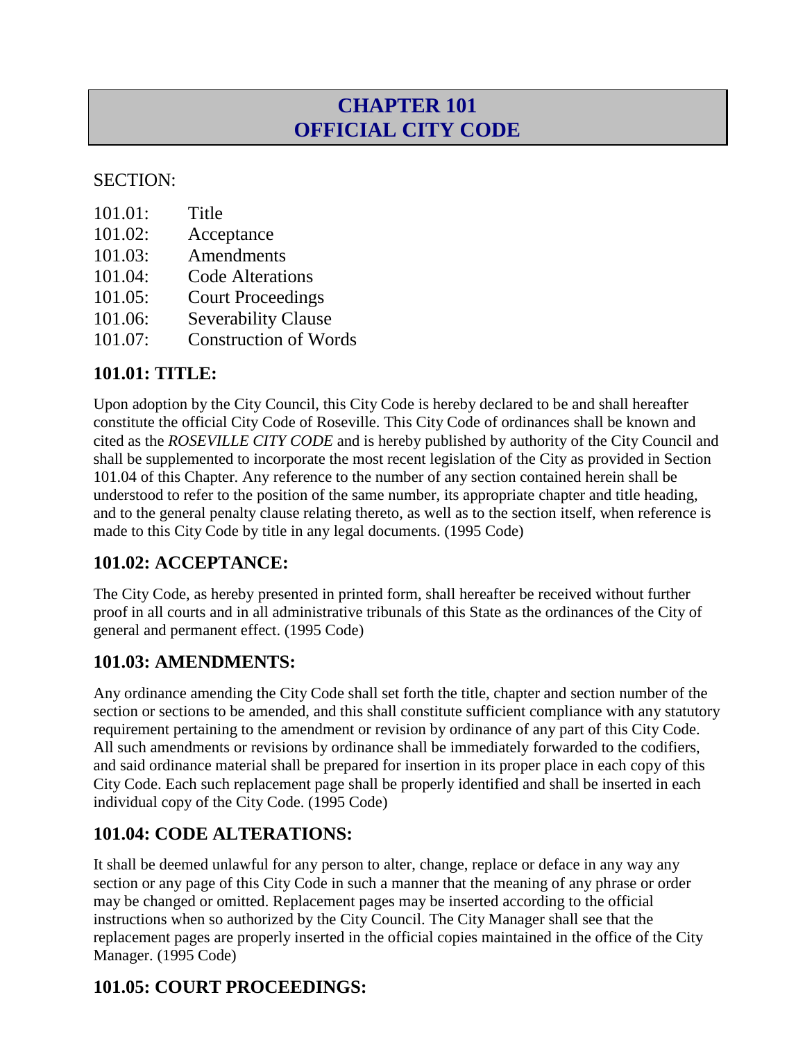# CHAPTER 101
# OFFICIAL CITY CODE

SECTION:

101.01: Title
101.02: Acceptance
101.03: Amendments
101.04: Code Alterations
101.05: Court Proceedings
101.06: Severability Clause
101.07: Construction of Words

## 101.01: TITLE:

Upon adoption by the City Council, this City Code is hereby declared to be and shall hereafter constitute the official City Code of Roseville. This City Code of ordinances shall be known and cited as the *ROSEVILLE CITY CODE* and is hereby published by authority of the City Council and shall be supplemented to incorporate the most recent legislation of the City as provided in Section 101.04 of this Chapter. Any reference to the number of any section contained herein shall be understood to refer to the position of the same number, its appropriate chapter and title heading, and to the general penalty clause relating thereto, as well as to the section itself, when reference is made to this City Code by title in any legal documents. (1995 Code)

## 101.02: ACCEPTANCE:

The City Code, as hereby presented in printed form, shall hereafter be received without further proof in all courts and in all administrative tribunals of this State as the ordinances of the City of general and permanent effect. (1995 Code)

## 101.03: AMENDMENTS:

Any ordinance amending the City Code shall set forth the title, chapter and section number of the section or sections to be amended, and this shall constitute sufficient compliance with any statutory requirement pertaining to the amendment or revision by ordinance of any part of this City Code. All such amendments or revisions by ordinance shall be immediately forwarded to the codifiers, and said ordinance material shall be prepared for insertion in its proper place in each copy of this City Code. Each such replacement page shall be properly identified and shall be inserted in each individual copy of the City Code. (1995 Code)

## 101.04: CODE ALTERATIONS:

It shall be deemed unlawful for any person to alter, change, replace or deface in any way any section or any page of this City Code in such a manner that the meaning of any phrase or order may be changed or omitted. Replacement pages may be inserted according to the official instructions when so authorized by the City Council. The City Manager shall see that the replacement pages are properly inserted in the official copies maintained in the office of the City Manager. (1995 Code)

## 101.05: COURT PROCEEDINGS: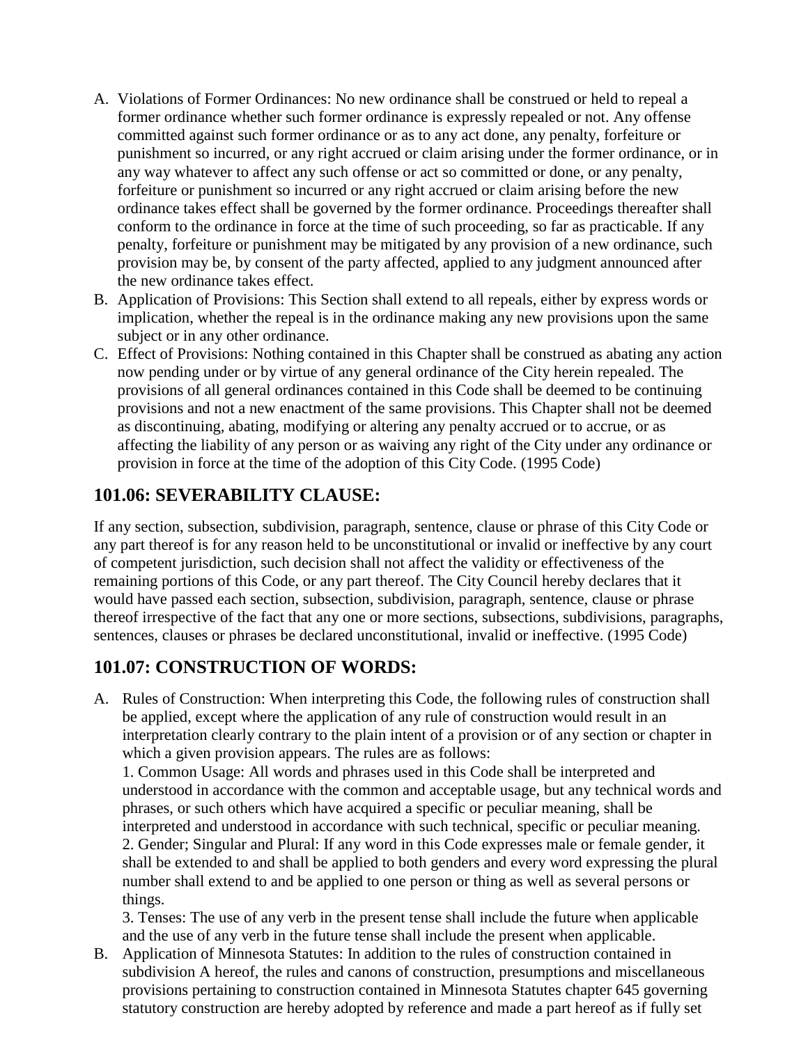A. Violations of Former Ordinances: No new ordinance shall be construed or held to repeal a former ordinance whether such former ordinance is expressly repealed or not. Any offense committed against such former ordinance or as to any act done, any penalty, forfeiture or punishment so incurred, or any right accrued or claim arising under the former ordinance, or in any way whatever to affect any such offense or act so committed or done, or any penalty, forfeiture or punishment so incurred or any right accrued or claim arising before the new ordinance takes effect shall be governed by the former ordinance. Proceedings thereafter shall conform to the ordinance in force at the time of such proceeding, so far as practicable. If any penalty, forfeiture or punishment may be mitigated by any provision of a new ordinance, such provision may be, by consent of the party affected, applied to any judgment announced after the new ordinance takes effect.
B. Application of Provisions: This Section shall extend to all repeals, either by express words or implication, whether the repeal is in the ordinance making any new provisions upon the same subject or in any other ordinance.
C. Effect of Provisions: Nothing contained in this Chapter shall be construed as abating any action now pending under or by virtue of any general ordinance of the City herein repealed. The provisions of all general ordinances contained in this Code shall be deemed to be continuing provisions and not a new enactment of the same provisions. This Chapter shall not be deemed as discontinuing, abating, modifying or altering any penalty accrued or to accrue, or as affecting the liability of any person or as waiving any right of the City under any ordinance or provision in force at the time of the adoption of this City Code. (1995 Code)

## 101.06: SEVERABILITY CLAUSE:

If any section, subsection, subdivision, paragraph, sentence, clause or phrase of this City Code or any part thereof is for any reason held to be unconstitutional or invalid or ineffective by any court of competent jurisdiction, such decision shall not affect the validity or effectiveness of the remaining portions of this Code, or any part thereof. The City Council hereby declares that it would have passed each section, subsection, subdivision, paragraph, sentence, clause or phrase thereof irrespective of the fact that any one or more sections, subsections, subdivisions, paragraphs, sentences, clauses or phrases be declared unconstitutional, invalid or ineffective. (1995 Code)

## 101.07: CONSTRUCTION OF WORDS:

A. Rules of Construction: When interpreting this Code, the following rules of construction shall be applied, except where the application of any rule of construction would result in an interpretation clearly contrary to the plain intent of a provision or of any section or chapter in which a given provision appears. The rules are as follows:
   1. Common Usage: All words and phrases used in this Code shall be interpreted and understood in accordance with the common and acceptable usage, but any technical words and phrases, or such others which have acquired a specific or peculiar meaning, shall be interpreted and understood in accordance with such technical, specific or peculiar meaning.
   2. Gender; Singular and Plural: If any word in this Code expresses male or female gender, it shall be extended to and shall be applied to both genders and every word expressing the plural number shall extend to and be applied to one person or thing as well as several persons or things.
   3. Tenses: The use of any verb in the present tense shall include the future when applicable and the use of any verb in the future tense shall include the present when applicable.
B. Application of Minnesota Statutes: In addition to the rules of construction contained in subdivision A hereof, the rules and canons of construction, presumptions and miscellaneous provisions pertaining to construction contained in Minnesota Statutes chapter 645 governing statutory construction are hereby adopted by reference and made a part hereof as if fully set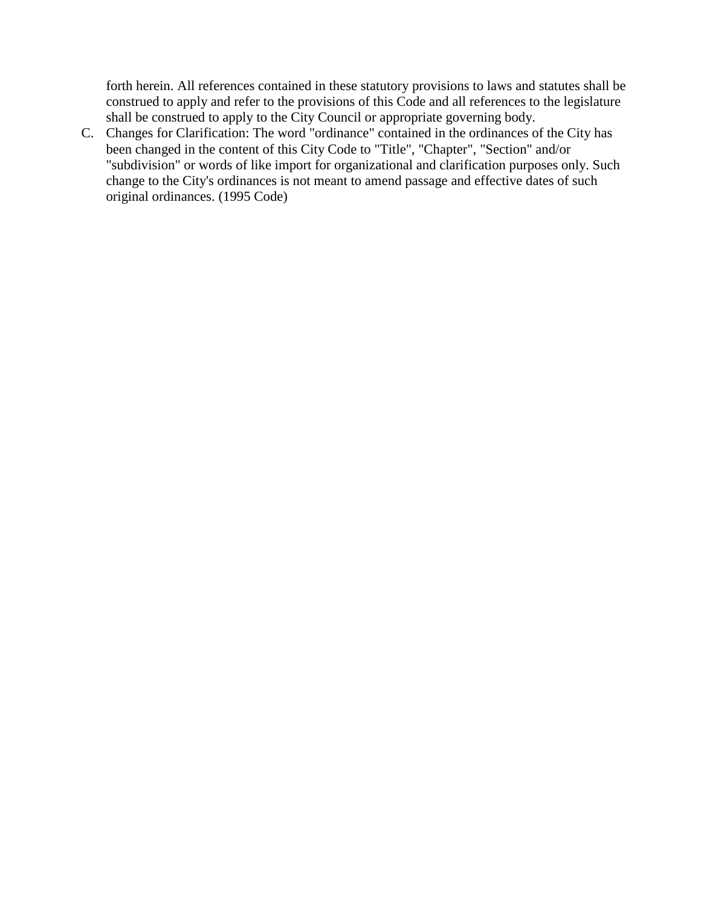forth herein. All references contained in these statutory provisions to laws and statutes shall be construed to apply and refer to the provisions of this Code and all references to the legislature shall be construed to apply to the City Council or appropriate governing body.

C. Changes for Clarification: The word "ordinance" contained in the ordinances of the City has been changed in the content of this City Code to "Title", "Chapter", "Section" and/or "subdivision" or words of like import for organizational and clarification purposes only. Such change to the City's ordinances is not meant to amend passage and effective dates of such original ordinances. (1995 Code)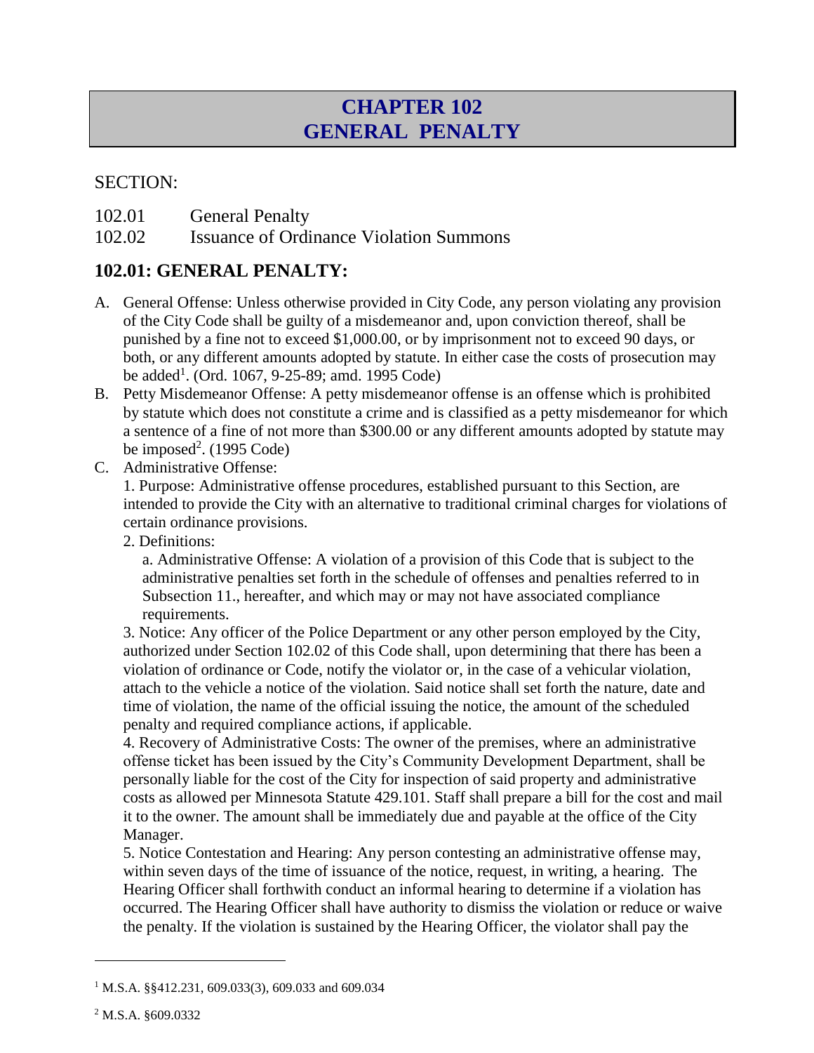# CHAPTER 102
# GENERAL PENALTY

SECTION:

102.01 General Penalty
102.02 Issuance of Ordinance Violation Summons

## 102.01: GENERAL PENALTY:

A. General Offense: Unless otherwise provided in City Code, any person violating any provision of the City Code shall be guilty of a misdemeanor and, upon conviction thereof, shall be punished by a fine not to exceed $1,000.00, or by imprisonment not to exceed 90 days, or both, or any different amounts adopted by statute. In either case the costs of prosecution may be added[1]. (Ord. 1067, 9-25-89; amd. 1995 Code)

B. Petty Misdemeanor Offense: A petty misdemeanor offense is an offense which is prohibited by statute which does not constitute a crime and is classified as a petty misdemeanor for which a sentence of a fine of not more than $300.00 or any different amounts adopted by statute may be imposed[2]. (1995 Code)

C. Administrative Offense:

1. Purpose: Administrative offense procedures, established pursuant to this Section, are intended to provide the City with an alternative to traditional criminal charges for violations of certain ordinance provisions.

2. Definitions:

a. Administrative Offense: A violation of a provision of this Code that is subject to the administrative penalties set forth in the schedule of offenses and penalties referred to in Subsection 11., hereafter, and which may or may not have associated compliance requirements.

3. Notice: Any officer of the Police Department or any other person employed by the City, authorized under Section 102.02 of this Code shall, upon determining that there has been a violation of ordinance or Code, notify the violator or, in the case of a vehicular violation, attach to the vehicle a notice of the violation. Said notice shall set forth the nature, date and time of violation, the name of the official issuing the notice, the amount of the scheduled penalty and required compliance actions, if applicable.

4. Recovery of Administrative Costs: The owner of the premises, where an administrative offense ticket has been issued by the City's Community Development Department, shall be personally liable for the cost of the City for inspection of said property and administrative costs as allowed per Minnesota Statute 429.101. Staff shall prepare a bill for the cost and mail it to the owner. The amount shall be immediately due and payable at the office of the City Manager.

5. Notice Contestation and Hearing: Any person contesting an administrative offense may, within seven days of the time of issuance of the notice, request, in writing, a hearing. The Hearing Officer shall forthwith conduct an informal hearing to determine if a violation has occurred. The Hearing Officer shall have authority to dismiss the violation or reduce or waive the penalty. If the violation is sustained by the Hearing Officer, the violator shall pay the

---

[1] M.S.A. §§412.231, 609.033(3), 609.033 and 609.034

[2] M.S.A. §609.0332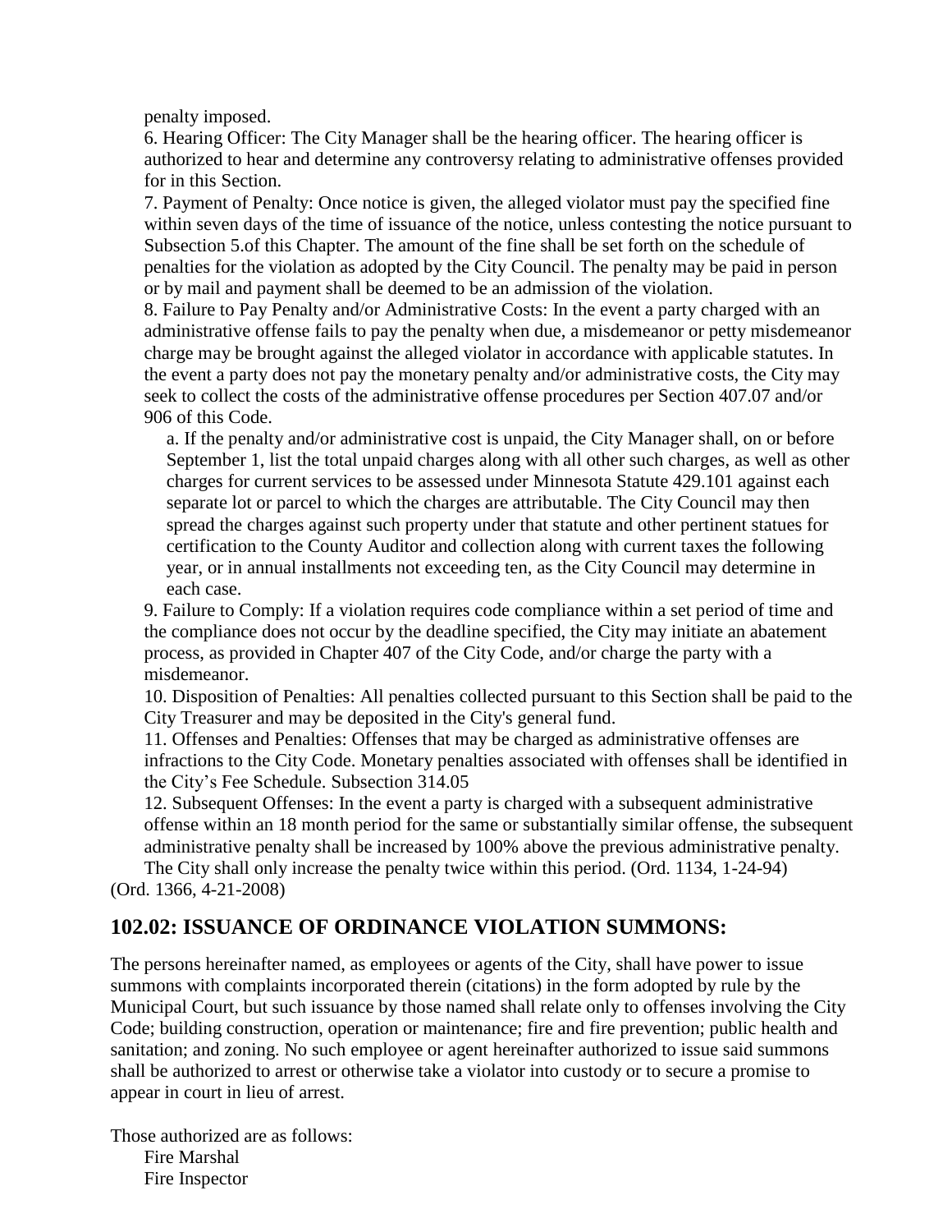penalty imposed.

6. Hearing Officer: The City Manager shall be the hearing officer. The hearing officer is authorized to hear and determine any controversy relating to administrative offenses provided for in this Section.

7. Payment of Penalty: Once notice is given, the alleged violator must pay the specified fine within seven days of the time of issuance of the notice, unless contesting the notice pursuant to Subsection 5.of this Chapter. The amount of the fine shall be set forth on the schedule of penalties for the violation as adopted by the City Council. The penalty may be paid in person or by mail and payment shall be deemed to be an admission of the violation.

8. Failure to Pay Penalty and/or Administrative Costs: In the event a party charged with an administrative offense fails to pay the penalty when due, a misdemeanor or petty misdemeanor charge may be brought against the alleged violator in accordance with applicable statutes. In the event a party does not pay the monetary penalty and/or administrative costs, the City may seek to collect the costs of the administrative offense procedures per Section 407.07 and/or 906 of this Code.

a. If the penalty and/or administrative cost is unpaid, the City Manager shall, on or before September 1, list the total unpaid charges along with all other such charges, as well as other charges for current services to be assessed under Minnesota Statute 429.101 against each separate lot or parcel to which the charges are attributable. The City Council may then spread the charges against such property under that statute and other pertinent statues for certification to the County Auditor and collection along with current taxes the following year, or in annual installments not exceeding ten, as the City Council may determine in each case.

9. Failure to Comply: If a violation requires code compliance within a set period of time and the compliance does not occur by the deadline specified, the City may initiate an abatement process, as provided in Chapter 407 of the City Code, and/or charge the party with a misdemeanor.

10. Disposition of Penalties: All penalties collected pursuant to this Section shall be paid to the City Treasurer and may be deposited in the City's general fund.

11. Offenses and Penalties: Offenses that may be charged as administrative offenses are infractions to the City Code. Monetary penalties associated with offenses shall be identified in the City's Fee Schedule. Subsection 314.05

12. Subsequent Offenses: In the event a party is charged with a subsequent administrative offense within an 18 month period for the same or substantially similar offense, the subsequent administrative penalty shall be increased by 100% above the previous administrative penalty. The City shall only increase the penalty twice within this period. (Ord. 1134, 1-24-94) (Ord. 1366, 4-21-2008)

## 102.02: ISSUANCE OF ORDINANCE VIOLATION SUMMONS:

The persons hereinafter named, as employees or agents of the City, shall have power to issue summons with complaints incorporated therein (citations) in the form adopted by rule by the Municipal Court, but such issuance by those named shall relate only to offenses involving the City Code; building construction, operation or maintenance; fire and fire prevention; public health and sanitation; and zoning. No such employee or agent hereinafter authorized to issue said summons shall be authorized to arrest or otherwise take a violator into custody or to secure a promise to appear in court in lieu of arrest.

Those authorized are as follows:

Fire Marshal
Fire Inspector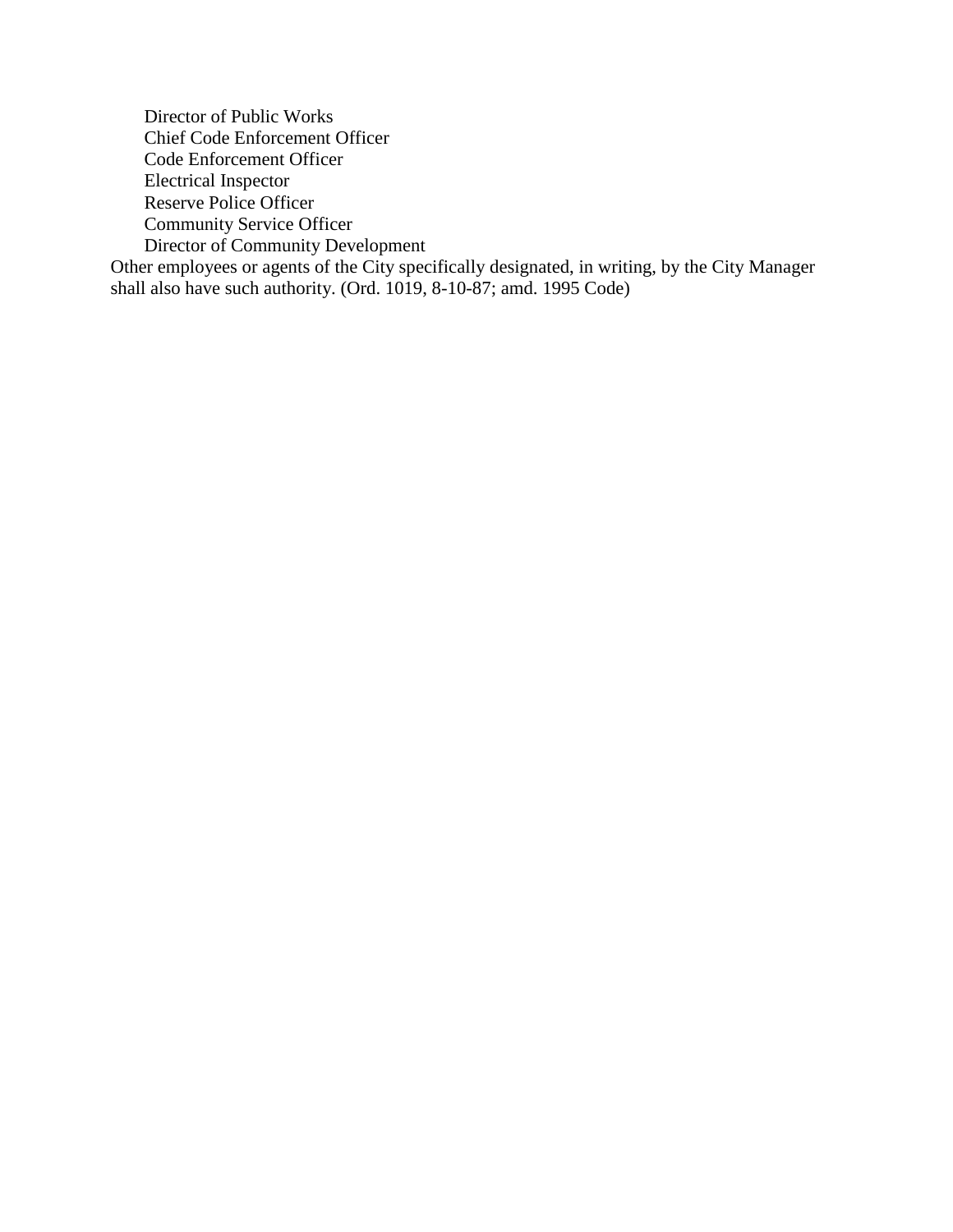Director of Public Works
Chief Code Enforcement Officer
Code Enforcement Officer
Electrical Inspector
Reserve Police Officer
Community Service Officer
Director of Community Development

Other employees or agents of the City specifically designated, in writing, by the City Manager shall also have such authority. (Ord. 1019, 8-10-87; amd. 1995 Code)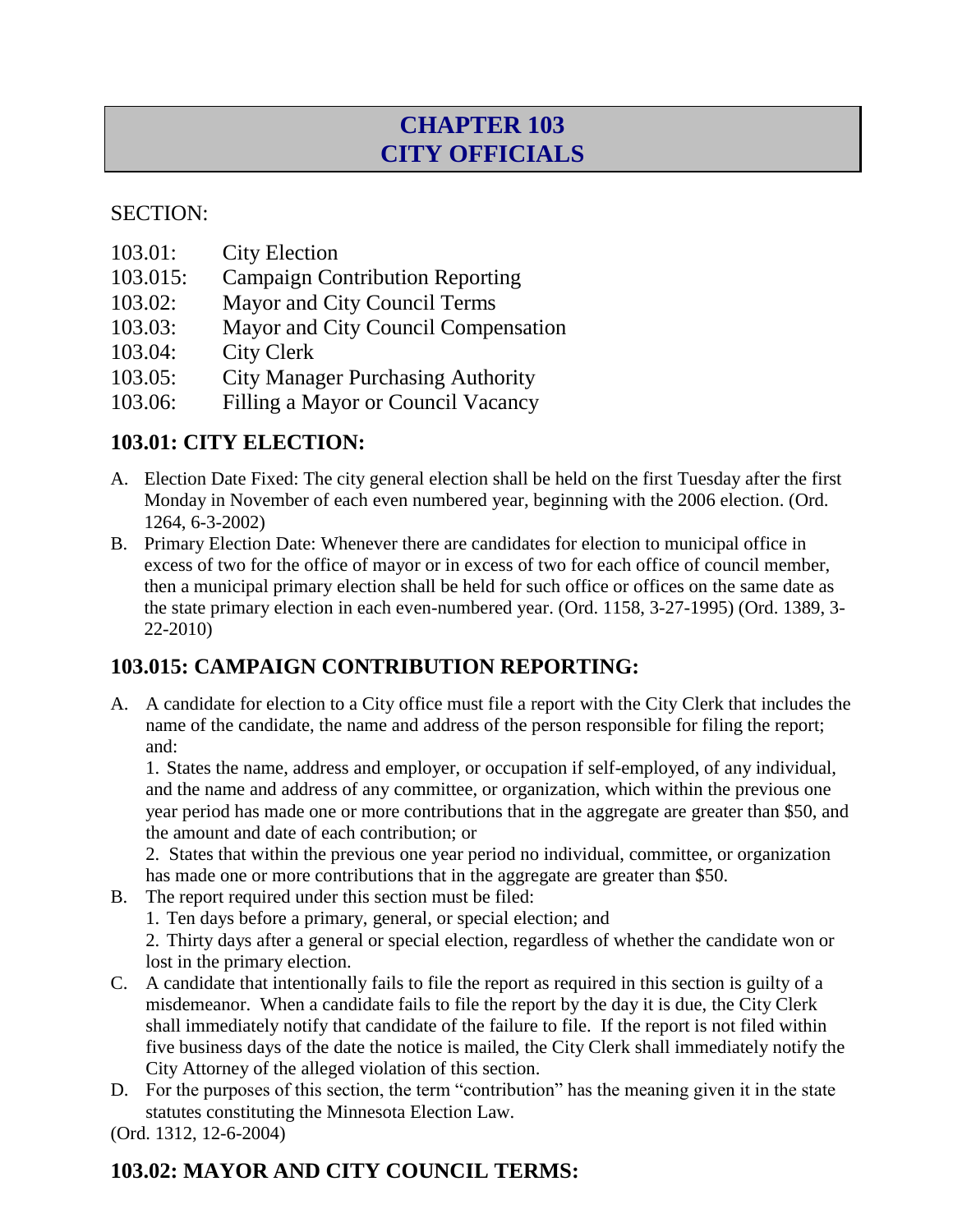# CHAPTER 103
# CITY OFFICIALS

SECTION:

103.01: City Election
103.015: Campaign Contribution Reporting
103.02: Mayor and City Council Terms
103.03: Mayor and City Council Compensation
103.04: City Clerk
103.05: City Manager Purchasing Authority
103.06: Filling a Mayor or Council Vacancy

## 103.01: CITY ELECTION:

A. Election Date Fixed: The city general election shall be held on the first Tuesday after the first Monday in November of each even numbered year, beginning with the 2006 election. (Ord. 1264, 6-3-2002)

B. Primary Election Date: Whenever there are candidates for election to municipal office in excess of two for the office of mayor or in excess of two for each office of council member, then a municipal primary election shall be held for such office or offices on the same date as the state primary election in each even-numbered year. (Ord. 1158, 3-27-1995) (Ord. 1389, 3-22-2010)

## 103.015: CAMPAIGN CONTRIBUTION REPORTING:

A. A candidate for election to a City office must file a report with the City Clerk that includes the name of the candidate, the name and address of the person responsible for filing the report; and:

   1. States the name, address and employer, or occupation if self-employed, of any individual, and the name and address of any committee, or organization, which within the previous one year period has made one or more contributions that in the aggregate are greater than $50, and the amount and date of each contribution; or

   2. States that within the previous one year period no individual, committee, or organization has made one or more contributions that in the aggregate are greater than $50.

B. The report required under this section must be filed:

   1. Ten days before a primary, general, or special election; and

   2. Thirty days after a general or special election, regardless of whether the candidate won or lost in the primary election.

C. A candidate that intentionally fails to file the report as required in this section is guilty of a misdemeanor. When a candidate fails to file the report by the day it is due, the City Clerk shall immediately notify that candidate of the failure to file. If the report is not filed within five business days of the date the notice is mailed, the City Clerk shall immediately notify the City Attorney of the alleged violation of this section.

D. For the purposes of this section, the term "contribution" has the meaning given it in the state statutes constituting the Minnesota Election Law.

(Ord. 1312, 12-6-2004)

## 103.02: MAYOR AND CITY COUNCIL TERMS: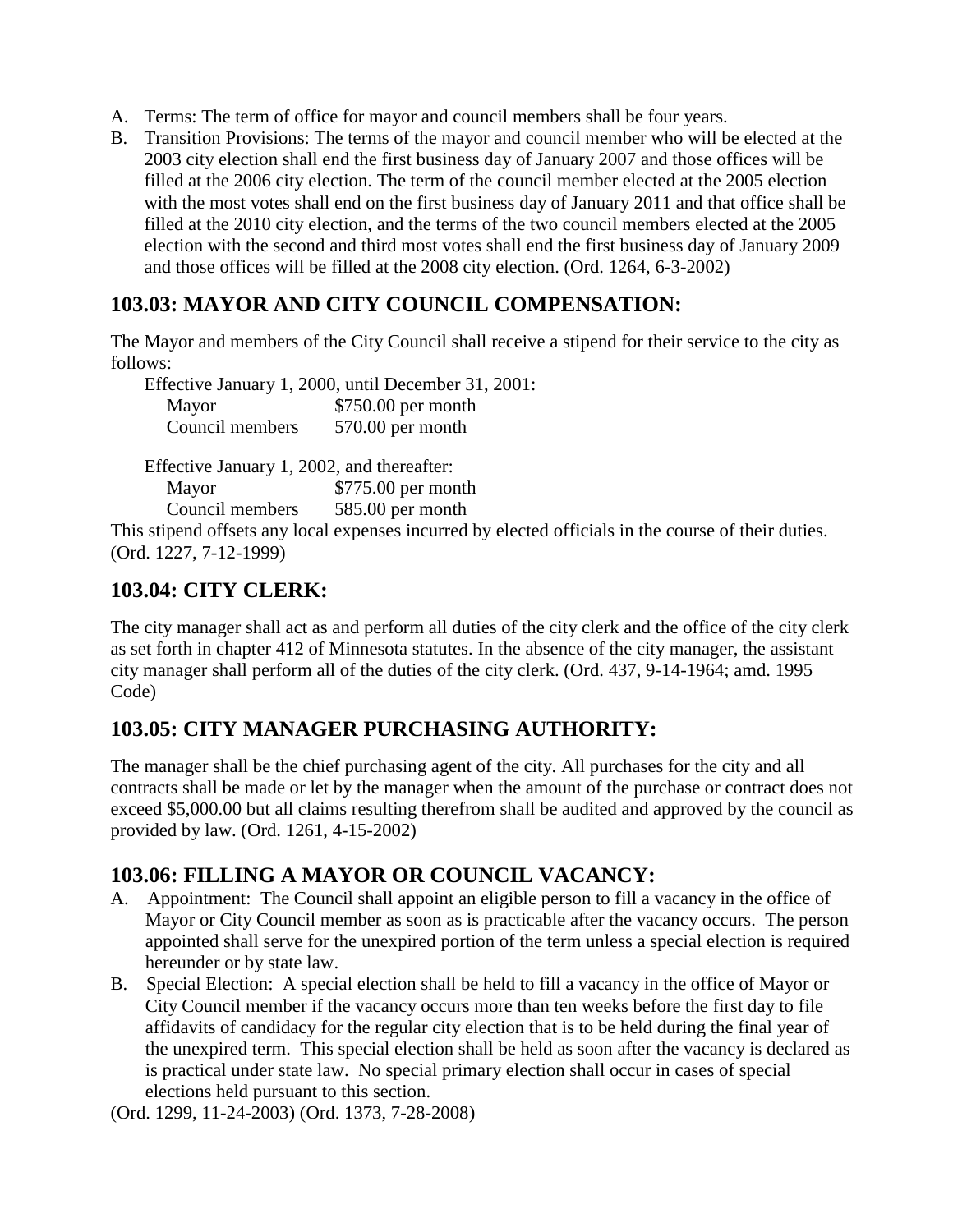A. Terms: The term of office for mayor and council members shall be four years.
B. Transition Provisions: The terms of the mayor and council member who will be elected at the 2003 city election shall end the first business day of January 2007 and those offices will be filled at the 2006 city election. The term of the council member elected at the 2005 election with the most votes shall end on the first business day of January 2011 and that office shall be filled at the 2010 city election, and the terms of the two council members elected at the 2005 election with the second and third most votes shall end the first business day of January 2009 and those offices will be filled at the 2008 city election. (Ord. 1264, 6-3-2002)

## 103.03: MAYOR AND CITY COUNCIL COMPENSATION:

The Mayor and members of the City Council shall receive a stipend for their service to the city as follows:

Effective January 1, 2000, until December 31, 2001:

| | |
|---|---|
| Mayor | $750.00 per month |
| Council members | 570.00 per month |

Effective January 1, 2002, and thereafter:

| | |
|---|---|
| Mayor | $775.00 per month |
| Council members | 585.00 per month |

This stipend offsets any local expenses incurred by elected officials in the course of their duties. (Ord. 1227, 7-12-1999)

## 103.04: CITY CLERK:

The city manager shall act as and perform all duties of the city clerk and the office of the city clerk as set forth in chapter 412 of Minnesota statutes. In the absence of the city manager, the assistant city manager shall perform all of the duties of the city clerk. (Ord. 437, 9-14-1964; amd. 1995 Code)

## 103.05: CITY MANAGER PURCHASING AUTHORITY:

The manager shall be the chief purchasing agent of the city. All purchases for the city and all contracts shall be made or let by the manager when the amount of the purchase or contract does not exceed $5,000.00 but all claims resulting therefrom shall be audited and approved by the council as provided by law. (Ord. 1261, 4-15-2002)

## 103.06: FILLING A MAYOR OR COUNCIL VACANCY:

A. Appointment: The Council shall appoint an eligible person to fill a vacancy in the office of Mayor or City Council member as soon as is practicable after the vacancy occurs. The person appointed shall serve for the unexpired portion of the term unless a special election is required hereunder or by state law.
B. Special Election: A special election shall be held to fill a vacancy in the office of Mayor or City Council member if the vacancy occurs more than ten weeks before the first day to file affidavits of candidacy for the regular city election that is to be held during the final year of the unexpired term. This special election shall be held as soon after the vacancy is declared as is practical under state law. No special primary election shall occur in cases of special elections held pursuant to this section.

(Ord. 1299, 11-24-2003) (Ord. 1373, 7-28-2008)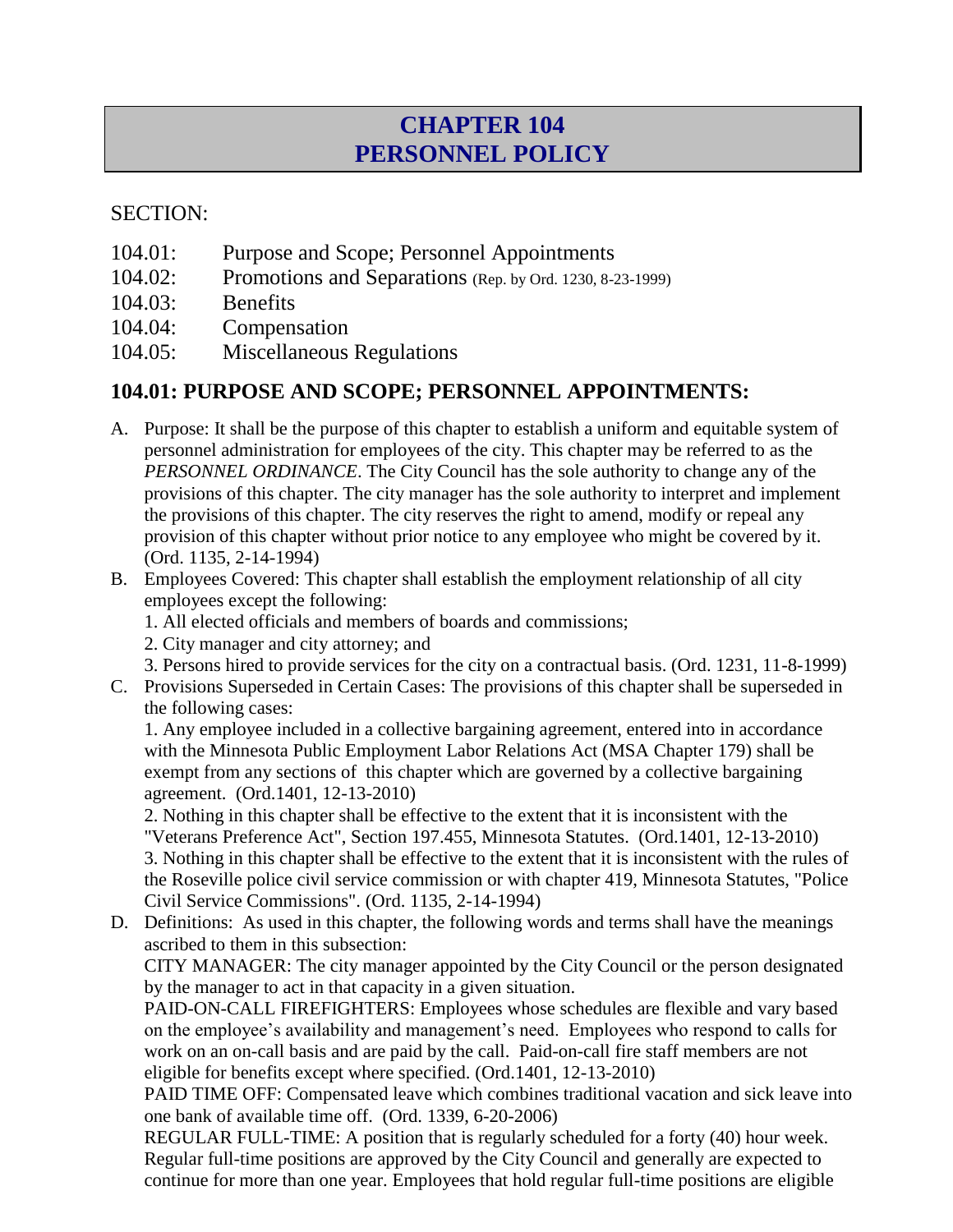# CHAPTER 104
# PERSONNEL POLICY

SECTION:

104.01: Purpose and Scope; Personnel Appointments
104.02: Promotions and Separations (Rep. by Ord. 1230, 8-23-1999)
104.03: Benefits
104.04: Compensation
104.05: Miscellaneous Regulations

## 104.01: PURPOSE AND SCOPE; PERSONNEL APPOINTMENTS:

A. Purpose: It shall be the purpose of this chapter to establish a uniform and equitable system of personnel administration for employees of the city. This chapter may be referred to as the *PERSONNEL ORDINANCE*. The City Council has the sole authority to change any of the provisions of this chapter. The city manager has the sole authority to interpret and implement the provisions of this chapter. The city reserves the right to amend, modify or repeal any provision of this chapter without prior notice to any employee who might be covered by it. (Ord. 1135, 2-14-1994)

B. Employees Covered: This chapter shall establish the employment relationship of all city employees except the following:
   1. All elected officials and members of boards and commissions;
   2. City manager and city attorney; and
   3. Persons hired to provide services for the city on a contractual basis. (Ord. 1231, 11-8-1999)

C. Provisions Superseded in Certain Cases: The provisions of this chapter shall be superseded in the following cases:
   1. Any employee included in a collective bargaining agreement, entered into in accordance with the Minnesota Public Employment Labor Relations Act (MSA Chapter 179) shall be exempt from any sections of this chapter which are governed by a collective bargaining agreement. (Ord.1401, 12-13-2010)
   2. Nothing in this chapter shall be effective to the extent that it is inconsistent with the "Veterans Preference Act", Section 197.455, Minnesota Statutes. (Ord.1401, 12-13-2010)
   3. Nothing in this chapter shall be effective to the extent that it is inconsistent with the rules of the Roseville police civil service commission or with chapter 419, Minnesota Statutes, "Police Civil Service Commissions". (Ord. 1135, 2-14-1994)

D. Definitions: As used in this chapter, the following words and terms shall have the meanings ascribed to them in this subsection:
   CITY MANAGER: The city manager appointed by the City Council or the person designated by the manager to act in that capacity in a given situation.
   PAID-ON-CALL FIREFIGHTERS: Employees whose schedules are flexible and vary based on the employee's availability and management's need. Employees who respond to calls for work on an on-call basis and are paid by the call. Paid-on-call fire staff members are not eligible for benefits except where specified. (Ord.1401, 12-13-2010)
   PAID TIME OFF: Compensated leave which combines traditional vacation and sick leave into one bank of available time off. (Ord. 1339, 6-20-2006)
   REGULAR FULL-TIME: A position that is regularly scheduled for a forty (40) hour week. Regular full-time positions are approved by the City Council and generally are expected to continue for more than one year. Employees that hold regular full-time positions are eligible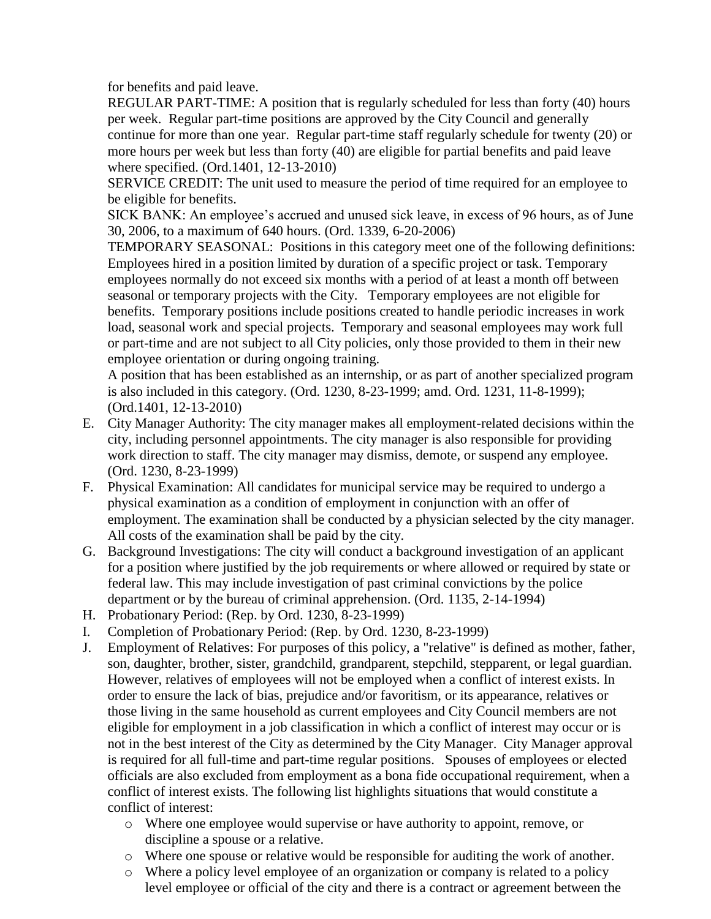for benefits and paid leave.

REGULAR PART-TIME: A position that is regularly scheduled for less than forty (40) hours per week. Regular part-time positions are approved by the City Council and generally continue for more than one year. Regular part-time staff regularly schedule for twenty (20) or more hours per week but less than forty (40) are eligible for partial benefits and paid leave where specified. (Ord.1401, 12-13-2010)

SERVICE CREDIT: The unit used to measure the period of time required for an employee to be eligible for benefits.

SICK BANK: An employee's accrued and unused sick leave, in excess of 96 hours, as of June 30, 2006, to a maximum of 640 hours. (Ord. 1339, 6-20-2006)

TEMPORARY SEASONAL: Positions in this category meet one of the following definitions: Employees hired in a position limited by duration of a specific project or task. Temporary employees normally do not exceed six months with a period of at least a month off between seasonal or temporary projects with the City. Temporary employees are not eligible for benefits. Temporary positions include positions created to handle periodic increases in work load, seasonal work and special projects. Temporary and seasonal employees may work full or part-time and are not subject to all City policies, only those provided to them in their new employee orientation or during ongoing training.

A position that has been established as an internship, or as part of another specialized program is also included in this category. (Ord. 1230, 8-23-1999; amd. Ord. 1231, 11-8-1999); (Ord.1401, 12-13-2010)

E. City Manager Authority: The city manager makes all employment-related decisions within the city, including personnel appointments. The city manager is also responsible for providing work direction to staff. The city manager may dismiss, demote, or suspend any employee. (Ord. 1230, 8-23-1999)

F. Physical Examination: All candidates for municipal service may be required to undergo a physical examination as a condition of employment in conjunction with an offer of employment. The examination shall be conducted by a physician selected by the city manager. All costs of the examination shall be paid by the city.

G. Background Investigations: The city will conduct a background investigation of an applicant for a position where justified by the job requirements or where allowed or required by state or federal law. This may include investigation of past criminal convictions by the police department or by the bureau of criminal apprehension. (Ord. 1135, 2-14-1994)

H. Probationary Period: (Rep. by Ord. 1230, 8-23-1999)

I. Completion of Probationary Period: (Rep. by Ord. 1230, 8-23-1999)

J. Employment of Relatives: For purposes of this policy, a "relative" is defined as mother, father, son, daughter, brother, sister, grandchild, grandparent, stepchild, stepparent, or legal guardian. However, relatives of employees will not be employed when a conflict of interest exists. In order to ensure the lack of bias, prejudice and/or favoritism, or its appearance, relatives or those living in the same household as current employees and City Council members are not eligible for employment in a job classification in which a conflict of interest may occur or is not in the best interest of the City as determined by the City Manager. City Manager approval is required for all full-time and part-time regular positions. Spouses of employees or elected officials are also excluded from employment as a bona fide occupational requirement, when a conflict of interest exists. The following list highlights situations that would constitute a conflict of interest:

   - Where one employee would supervise or have authority to appoint, remove, or discipline a spouse or a relative.
   - Where one spouse or relative would be responsible for auditing the work of another.
   - Where a policy level employee of an organization or company is related to a policy level employee or official of the city and there is a contract or agreement between the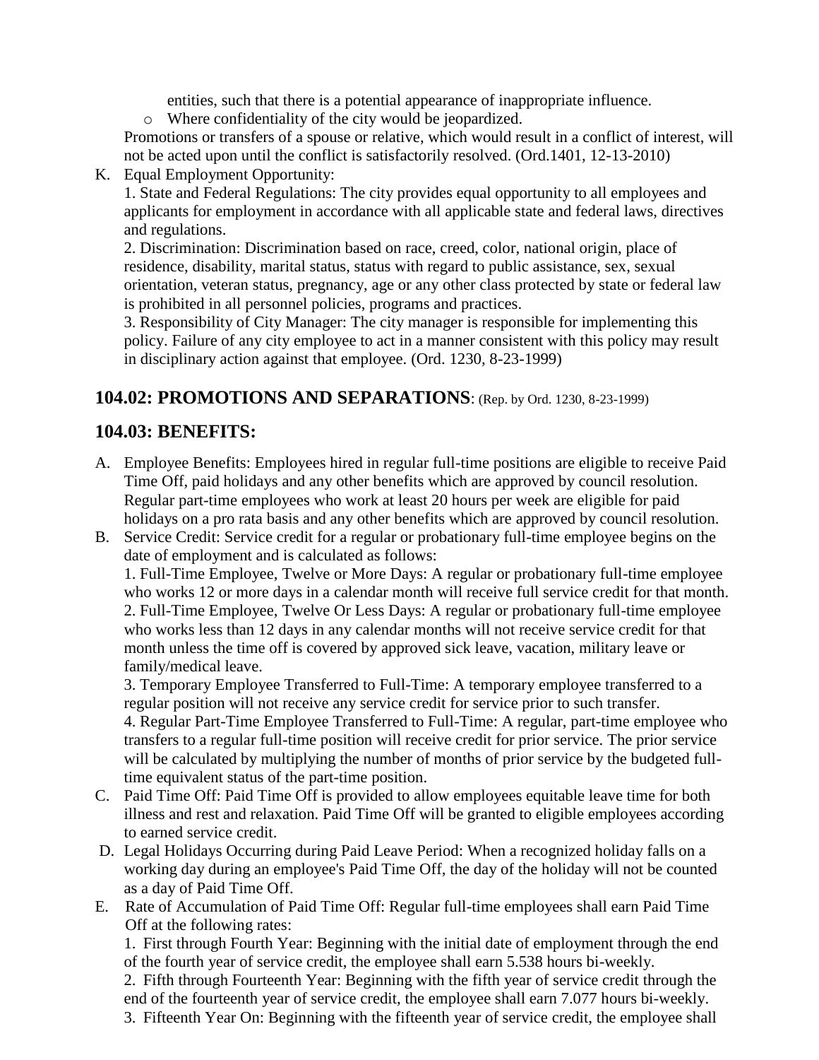entities, such that there is a potential appearance of inappropriate influence.

- Where confidentiality of the city would be jeopardized.

Promotions or transfers of a spouse or relative, which would result in a conflict of interest, will not be acted upon until the conflict is satisfactorily resolved. (Ord.1401, 12-13-2010)

K. Equal Employment Opportunity:

1. State and Federal Regulations: The city provides equal opportunity to all employees and applicants for employment in accordance with all applicable state and federal laws, directives and regulations.

2. Discrimination: Discrimination based on race, creed, color, national origin, place of residence, disability, marital status, status with regard to public assistance, sex, sexual orientation, veteran status, pregnancy, age or any other class protected by state or federal law is prohibited in all personnel policies, programs and practices.

3. Responsibility of City Manager: The city manager is responsible for implementing this policy. Failure of any city employee to act in a manner consistent with this policy may result in disciplinary action against that employee. (Ord. 1230, 8-23-1999)

## 104.02: PROMOTIONS AND SEPARATIONS: (Rep. by Ord. 1230, 8-23-1999)

## 104.03: BENEFITS:

A. Employee Benefits: Employees hired in regular full-time positions are eligible to receive Paid Time Off, paid holidays and any other benefits which are approved by council resolution. Regular part-time employees who work at least 20 hours per week are eligible for paid holidays on a pro rata basis and any other benefits which are approved by council resolution.

B. Service Credit: Service credit for a regular or probationary full-time employee begins on the date of employment and is calculated as follows:

1. Full-Time Employee, Twelve or More Days: A regular or probationary full-time employee who works 12 or more days in a calendar month will receive full service credit for that month.

2. Full-Time Employee, Twelve Or Less Days: A regular or probationary full-time employee who works less than 12 days in any calendar months will not receive service credit for that month unless the time off is covered by approved sick leave, vacation, military leave or family/medical leave.

3. Temporary Employee Transferred to Full-Time: A temporary employee transferred to a regular position will not receive any service credit for service prior to such transfer.

4. Regular Part-Time Employee Transferred to Full-Time: A regular, part-time employee who transfers to a regular full-time position will receive credit for prior service. The prior service will be calculated by multiplying the number of months of prior service by the budgeted full-time equivalent status of the part-time position.

C. Paid Time Off: Paid Time Off is provided to allow employees equitable leave time for both illness and rest and relaxation. Paid Time Off will be granted to eligible employees according to earned service credit.

D. Legal Holidays Occurring during Paid Leave Period: When a recognized holiday falls on a working day during an employee's Paid Time Off, the day of the holiday will not be counted as a day of Paid Time Off.

E. Rate of Accumulation of Paid Time Off: Regular full-time employees shall earn Paid Time Off at the following rates:

1. First through Fourth Year: Beginning with the initial date of employment through the end of the fourth year of service credit, the employee shall earn 5.538 hours bi-weekly.

2. Fifth through Fourteenth Year: Beginning with the fifth year of service credit through the end of the fourteenth year of service credit, the employee shall earn 7.077 hours bi-weekly.

3. Fifteenth Year On: Beginning with the fifteenth year of service credit, the employee shall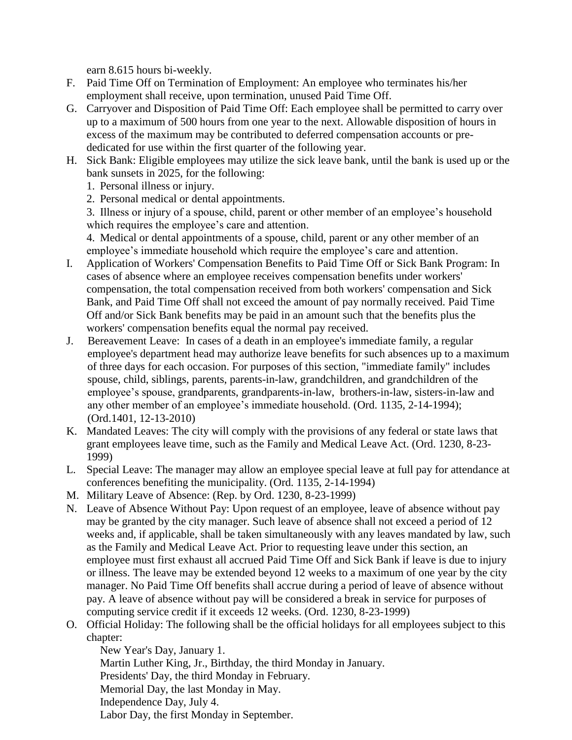earn 8.615 hours bi-weekly.

F. Paid Time Off on Termination of Employment: An employee who terminates his/her employment shall receive, upon termination, unused Paid Time Off.

G. Carryover and Disposition of Paid Time Off: Each employee shall be permitted to carry over up to a maximum of 500 hours from one year to the next. Allowable disposition of hours in excess of the maximum may be contributed to deferred compensation accounts or pre-dedicated for use within the first quarter of the following year.

H. Sick Bank: Eligible employees may utilize the sick leave bank, until the bank is used up or the bank sunsets in 2025, for the following:

   1. Personal illness or injury.
   2. Personal medical or dental appointments.
   3. Illness or injury of a spouse, child, parent or other member of an employee's household which requires the employee's care and attention.
   4. Medical or dental appointments of a spouse, child, parent or any other member of an employee's immediate household which require the employee's care and attention.

I. Application of Workers' Compensation Benefits to Paid Time Off or Sick Bank Program: In cases of absence where an employee receives compensation benefits under workers' compensation, the total compensation received from both workers' compensation and Sick Bank, and Paid Time Off shall not exceed the amount of pay normally received. Paid Time Off and/or Sick Bank benefits may be paid in an amount such that the benefits plus the workers' compensation benefits equal the normal pay received.

J. Bereavement Leave: In cases of a death in an employee's immediate family, a regular employee's department head may authorize leave benefits for such absences up to a maximum of three days for each occasion. For purposes of this section, "immediate family" includes spouse, child, siblings, parents, parents-in-law, grandchildren, and grandchildren of the employee's spouse, grandparents, grandparents-in-law, brothers-in-law, sisters-in-law and any other member of an employee's immediate household. (Ord. 1135, 2-14-1994); (Ord.1401, 12-13-2010)

K. Mandated Leaves: The city will comply with the provisions of any federal or state laws that grant employees leave time, such as the Family and Medical Leave Act. (Ord. 1230, 8-23-1999)

L. Special Leave: The manager may allow an employee special leave at full pay for attendance at conferences benefiting the municipality. (Ord. 1135, 2-14-1994)

M. Military Leave of Absence: (Rep. by Ord. 1230, 8-23-1999)

N. Leave of Absence Without Pay: Upon request of an employee, leave of absence without pay may be granted by the city manager. Such leave of absence shall not exceed a period of 12 weeks and, if applicable, shall be taken simultaneously with any leaves mandated by law, such as the Family and Medical Leave Act. Prior to requesting leave under this section, an employee must first exhaust all accrued Paid Time Off and Sick Bank if leave is due to injury or illness. The leave may be extended beyond 12 weeks to a maximum of one year by the city manager. No Paid Time Off benefits shall accrue during a period of leave of absence without pay. A leave of absence without pay will be considered a break in service for purposes of computing service credit if it exceeds 12 weeks. (Ord. 1230, 8-23-1999)

O. Official Holiday: The following shall be the official holidays for all employees subject to this chapter:

   New Year's Day, January 1.
   Martin Luther King, Jr., Birthday, the third Monday in January.
   Presidents' Day, the third Monday in February.
   Memorial Day, the last Monday in May.
   Independence Day, July 4.
   Labor Day, the first Monday in September.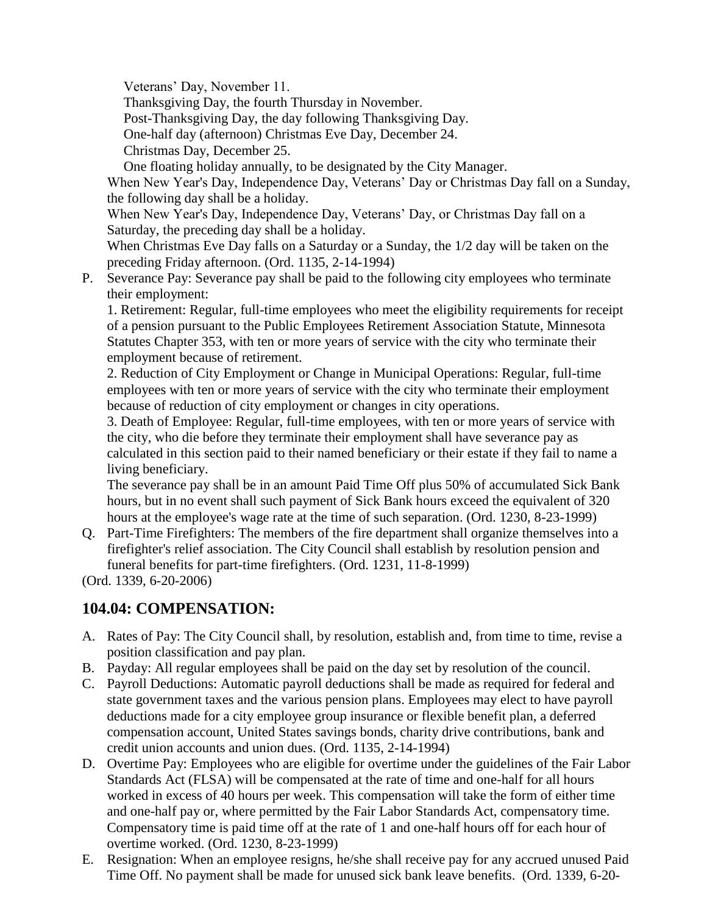Veterans' Day, November 11.

Thanksgiving Day, the fourth Thursday in November.

Post-Thanksgiving Day, the day following Thanksgiving Day.

One-half day (afternoon) Christmas Eve Day, December 24.

Christmas Day, December 25.

One floating holiday annually, to be designated by the City Manager.

When New Year's Day, Independence Day, Veterans' Day or Christmas Day fall on a Sunday, the following day shall be a holiday.

When New Year's Day, Independence Day, Veterans' Day, or Christmas Day fall on a Saturday, the preceding day shall be a holiday.

When Christmas Eve Day falls on a Saturday or a Sunday, the 1/2 day will be taken on the preceding Friday afternoon. (Ord. 1135, 2-14-1994)

P. Severance Pay: Severance pay shall be paid to the following city employees who terminate their employment:

1. Retirement: Regular, full-time employees who meet the eligibility requirements for receipt of a pension pursuant to the Public Employees Retirement Association Statute, Minnesota Statutes Chapter 353, with ten or more years of service with the city who terminate their employment because of retirement.

2. Reduction of City Employment or Change in Municipal Operations: Regular, full-time employees with ten or more years of service with the city who terminate their employment because of reduction of city employment or changes in city operations.

3. Death of Employee: Regular, full-time employees, with ten or more years of service with the city, who die before they terminate their employment shall have severance pay as calculated in this section paid to their named beneficiary or their estate if they fail to name a living beneficiary.

The severance pay shall be in an amount Paid Time Off plus 50% of accumulated Sick Bank hours, but in no event shall such payment of Sick Bank hours exceed the equivalent of 320 hours at the employee's wage rate at the time of such separation. (Ord. 1230, 8-23-1999)

Q. Part-Time Firefighters: The members of the fire department shall organize themselves into a firefighter's relief association. The City Council shall establish by resolution pension and funeral benefits for part-time firefighters. (Ord. 1231, 11-8-1999)

(Ord. 1339, 6-20-2006)

## 104.04: COMPENSATION:

A. Rates of Pay: The City Council shall, by resolution, establish and, from time to time, revise a position classification and pay plan.

B. Payday: All regular employees shall be paid on the day set by resolution of the council.

C. Payroll Deductions: Automatic payroll deductions shall be made as required for federal and state government taxes and the various pension plans. Employees may elect to have payroll deductions made for a city employee group insurance or flexible benefit plan, a deferred compensation account, United States savings bonds, charity drive contributions, bank and credit union accounts and union dues. (Ord. 1135, 2-14-1994)

D. Overtime Pay: Employees who are eligible for overtime under the guidelines of the Fair Labor Standards Act (FLSA) will be compensated at the rate of time and one-half for all hours worked in excess of 40 hours per week. This compensation will take the form of either time and one-half pay or, where permitted by the Fair Labor Standards Act, compensatory time. Compensatory time is paid time off at the rate of 1 and one-half hours off for each hour of overtime worked. (Ord. 1230, 8-23-1999)

E. Resignation: When an employee resigns, he/she shall receive pay for any accrued unused Paid Time Off. No payment shall be made for unused sick bank leave benefits. (Ord. 1339, 6-20-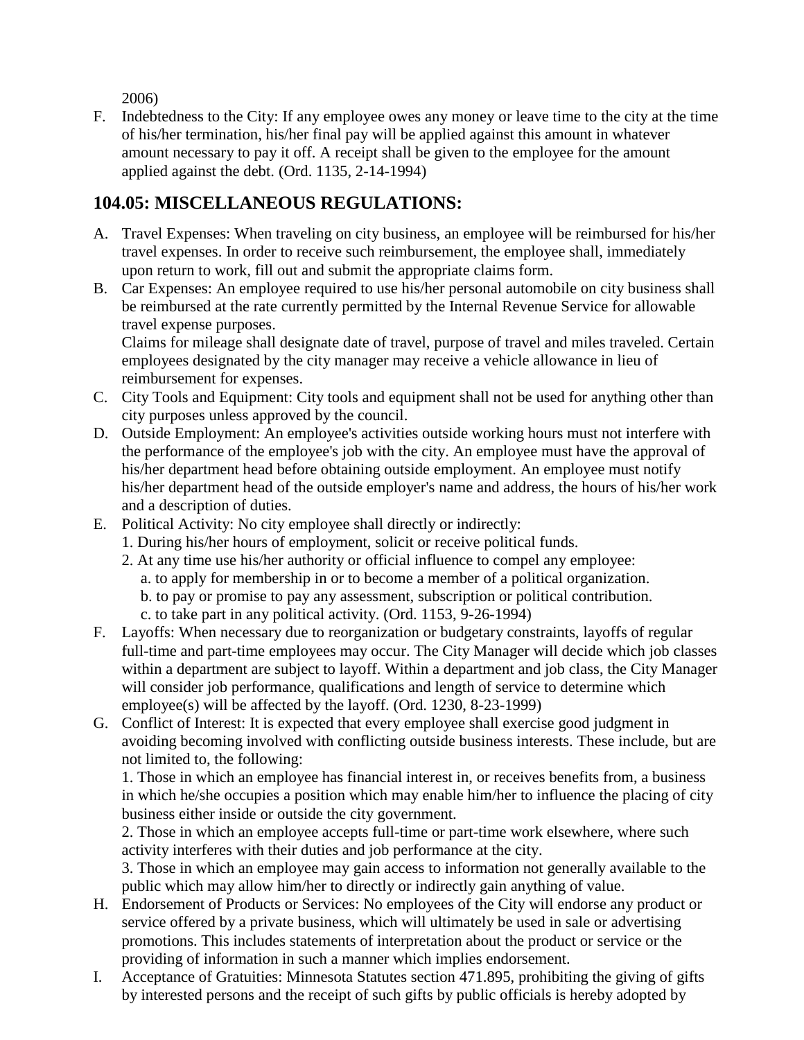2006)

F. Indebtedness to the City: If any employee owes any money or leave time to the city at the time of his/her termination, his/her final pay will be applied against this amount in whatever amount necessary to pay it off. A receipt shall be given to the employee for the amount applied against the debt. (Ord. 1135, 2-14-1994)

## 104.05: MISCELLANEOUS REGULATIONS:

A. Travel Expenses: When traveling on city business, an employee will be reimbursed for his/her travel expenses. In order to receive such reimbursement, the employee shall, immediately upon return to work, fill out and submit the appropriate claims form.

B. Car Expenses: An employee required to use his/her personal automobile on city business shall be reimbursed at the rate currently permitted by the Internal Revenue Service for allowable travel expense purposes.
Claims for mileage shall designate date of travel, purpose of travel and miles traveled. Certain employees designated by the city manager may receive a vehicle allowance in lieu of reimbursement for expenses.

C. City Tools and Equipment: City tools and equipment shall not be used for anything other than city purposes unless approved by the council.

D. Outside Employment: An employee's activities outside working hours must not interfere with the performance of the employee's job with the city. An employee must have the approval of his/her department head before obtaining outside employment. An employee must notify his/her department head of the outside employer's name and address, the hours of his/her work and a description of duties.

E. Political Activity: No city employee shall directly or indirectly:
   1. During his/her hours of employment, solicit or receive political funds.
   2. At any time use his/her authority or official influence to compel any employee:
      a. to apply for membership in or to become a member of a political organization.
      b. to pay or promise to pay any assessment, subscription or political contribution.
      c. to take part in any political activity. (Ord. 1153, 9-26-1994)

F. Layoffs: When necessary due to reorganization or budgetary constraints, layoffs of regular full-time and part-time employees may occur. The City Manager will decide which job classes within a department are subject to layoff. Within a department and job class, the City Manager will consider job performance, qualifications and length of service to determine which employee(s) will be affected by the layoff. (Ord. 1230, 8-23-1999)

G. Conflict of Interest: It is expected that every employee shall exercise good judgment in avoiding becoming involved with conflicting outside business interests. These include, but are not limited to, the following:
   1. Those in which an employee has financial interest in, or receives benefits from, a business in which he/she occupies a position which may enable him/her to influence the placing of city business either inside or outside the city government.
   2. Those in which an employee accepts full-time or part-time work elsewhere, where such activity interferes with their duties and job performance at the city.
   3. Those in which an employee may gain access to information not generally available to the public which may allow him/her to directly or indirectly gain anything of value.

H. Endorsement of Products or Services: No employees of the City will endorse any product or service offered by a private business, which will ultimately be used in sale or advertising promotions. This includes statements of interpretation about the product or service or the providing of information in such a manner which implies endorsement.

I. Acceptance of Gratuities: Minnesota Statutes section 471.895, prohibiting the giving of gifts by interested persons and the receipt of such gifts by public officials is hereby adopted by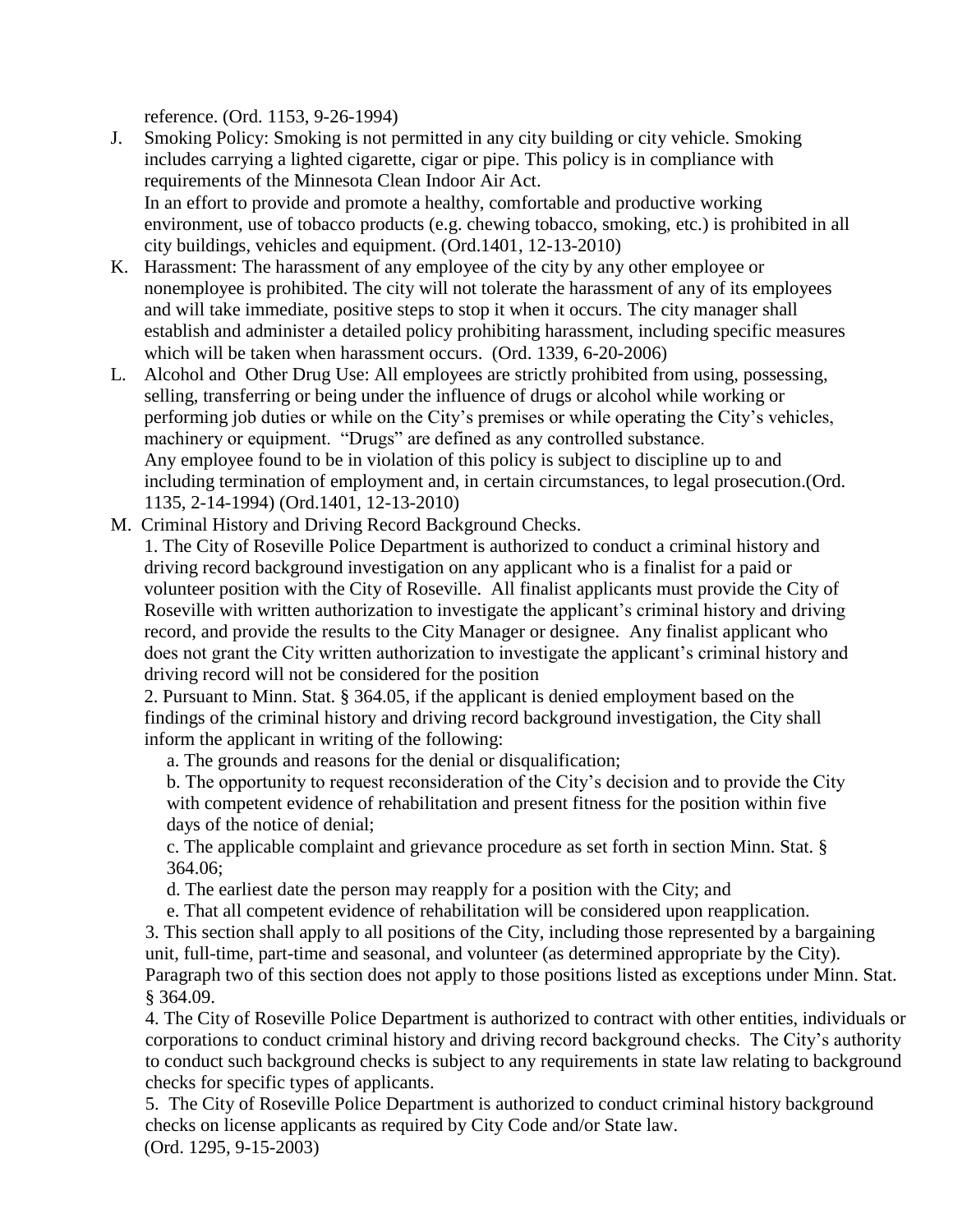reference. (Ord. 1153, 9-26-1994)

J. Smoking Policy: Smoking is not permitted in any city building or city vehicle. Smoking includes carrying a lighted cigarette, cigar or pipe. This policy is in compliance with requirements of the Minnesota Clean Indoor Air Act.
   In an effort to provide and promote a healthy, comfortable and productive working environment, use of tobacco products (e.g. chewing tobacco, smoking, etc.) is prohibited in all city buildings, vehicles and equipment. (Ord.1401, 12-13-2010)

K. Harassment: The harassment of any employee of the city by any other employee or nonemployee is prohibited. The city will not tolerate the harassment of any of its employees and will take immediate, positive steps to stop it when it occurs. The city manager shall establish and administer a detailed policy prohibiting harassment, including specific measures which will be taken when harassment occurs. (Ord. 1339, 6-20-2006)

L. Alcohol and Other Drug Use: All employees are strictly prohibited from using, possessing, selling, transferring or being under the influence of drugs or alcohol while working or performing job duties or while on the City's premises or while operating the City's vehicles, machinery or equipment. "Drugs" are defined as any controlled substance.
   Any employee found to be in violation of this policy is subject to discipline up to and including termination of employment and, in certain circumstances, to legal prosecution.(Ord. 1135, 2-14-1994) (Ord.1401, 12-13-2010)

M. Criminal History and Driving Record Background Checks.
   1. The City of Roseville Police Department is authorized to conduct a criminal history and driving record background investigation on any applicant who is a finalist for a paid or volunteer position with the City of Roseville. All finalist applicants must provide the City of Roseville with written authorization to investigate the applicant's criminal history and driving record, and provide the results to the City Manager or designee. Any finalist applicant who does not grant the City written authorization to investigate the applicant's criminal history and driving record will not be considered for the position
   2. Pursuant to Minn. Stat. § 364.05, if the applicant is denied employment based on the findings of the criminal history and driving record background investigation, the City shall inform the applicant in writing of the following:
      a. The grounds and reasons for the denial or disqualification;
      b. The opportunity to request reconsideration of the City's decision and to provide the City with competent evidence of rehabilitation and present fitness for the position within five days of the notice of denial;
      c. The applicable complaint and grievance procedure as set forth in section Minn. Stat. § 364.06;
      d. The earliest date the person may reapply for a position with the City; and
      e. That all competent evidence of rehabilitation will be considered upon reapplication.
   3. This section shall apply to all positions of the City, including those represented by a bargaining unit, full-time, part-time and seasonal, and volunteer (as determined appropriate by the City). Paragraph two of this section does not apply to those positions listed as exceptions under Minn. Stat. § 364.09.
   4. The City of Roseville Police Department is authorized to contract with other entities, individuals or corporations to conduct criminal history and driving record background checks. The City's authority to conduct such background checks is subject to any requirements in state law relating to background checks for specific types of applicants.
   5. The City of Roseville Police Department is authorized to conduct criminal history background checks on license applicants as required by City Code and/or State law.
   (Ord. 1295, 9-15-2003)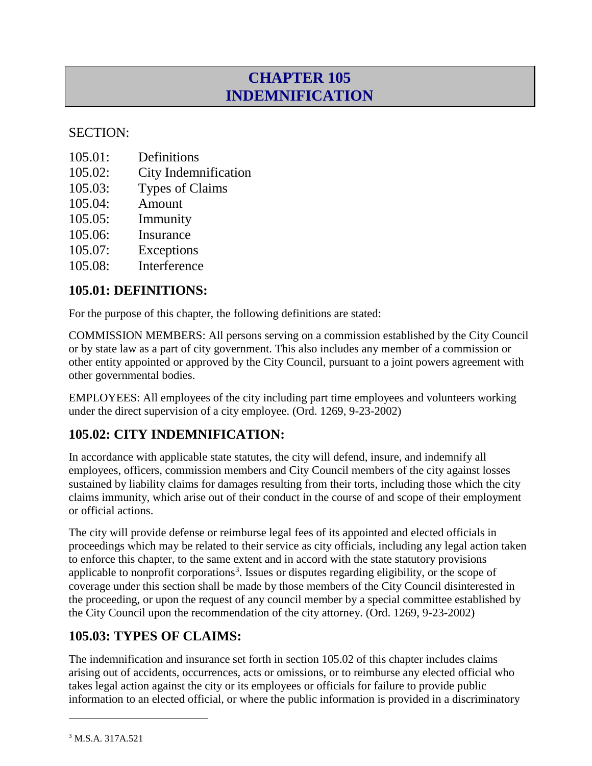# CHAPTER 105
# INDEMNIFICATION

SECTION:

105.01: Definitions
105.02: City Indemnification
105.03: Types of Claims
105.04: Amount
105.05: Immunity
105.06: Insurance
105.07: Exceptions
105.08: Interference

## 105.01: DEFINITIONS:

For the purpose of this chapter, the following definitions are stated:

COMMISSION MEMBERS: All persons serving on a commission established by the City Council or by state law as a part of city government. This also includes any member of a commission or other entity appointed or approved by the City Council, pursuant to a joint powers agreement with other governmental bodies.

EMPLOYEES: All employees of the city including part time employees and volunteers working under the direct supervision of a city employee. (Ord. 1269, 9-23-2002)

## 105.02: CITY INDEMNIFICATION:

In accordance with applicable state statutes, the city will defend, insure, and indemnify all employees, officers, commission members and City Council members of the city against losses sustained by liability claims for damages resulting from their torts, including those which the city claims immunity, which arise out of their conduct in the course of and scope of their employment or official actions.

The city will provide defense or reimburse legal fees of its appointed and elected officials in proceedings which may be related to their service as city officials, including any legal action taken to enforce this chapter, to the same extent and in accord with the state statutory provisions applicable to nonprofit corporations[3]. Issues or disputes regarding eligibility, or the scope of coverage under this section shall be made by those members of the City Council disinterested in the proceeding, or upon the request of any council member by a special committee established by the City Council upon the recommendation of the city attorney. (Ord. 1269, 9-23-2002)

## 105.03: TYPES OF CLAIMS:

The indemnification and insurance set forth in section 105.02 of this chapter includes claims arising out of accidents, occurrences, acts or omissions, or to reimburse any elected official who takes legal action against the city or its employees or officials for failure to provide public information to an elected official, or where the public information is provided in a discriminatory

---

[3] M.S.A. 317A.521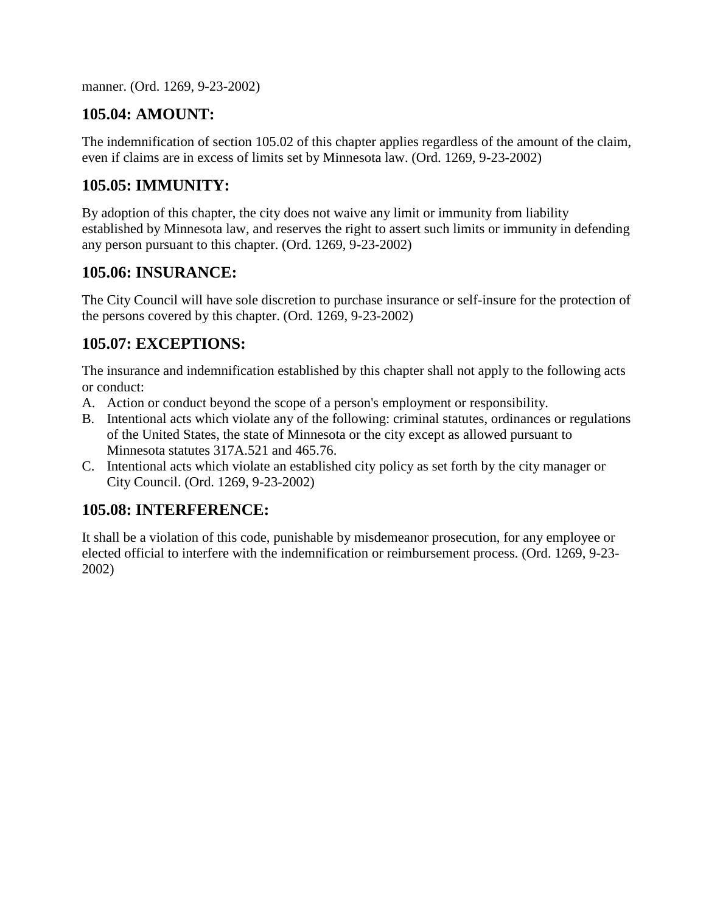manner. (Ord. 1269, 9-23-2002)

## 105.04: AMOUNT:

The indemnification of section 105.02 of this chapter applies regardless of the amount of the claim, even if claims are in excess of limits set by Minnesota law. (Ord. 1269, 9-23-2002)

## 105.05: IMMUNITY:

By adoption of this chapter, the city does not waive any limit or immunity from liability established by Minnesota law, and reserves the right to assert such limits or immunity in defending any person pursuant to this chapter. (Ord. 1269, 9-23-2002)

## 105.06: INSURANCE:

The City Council will have sole discretion to purchase insurance or self-insure for the protection of the persons covered by this chapter. (Ord. 1269, 9-23-2002)

## 105.07: EXCEPTIONS:

The insurance and indemnification established by this chapter shall not apply to the following acts or conduct:

A. Action or conduct beyond the scope of a person's employment or responsibility.
B. Intentional acts which violate any of the following: criminal statutes, ordinances or regulations of the United States, the state of Minnesota or the city except as allowed pursuant to Minnesota statutes 317A.521 and 465.76.
C. Intentional acts which violate an established city policy as set forth by the city manager or City Council. (Ord. 1269, 9-23-2002)

## 105.08: INTERFERENCE:

It shall be a violation of this code, punishable by misdemeanor prosecution, for any employee or elected official to interfere with the indemnification or reimbursement process. (Ord. 1269, 9-23-2002)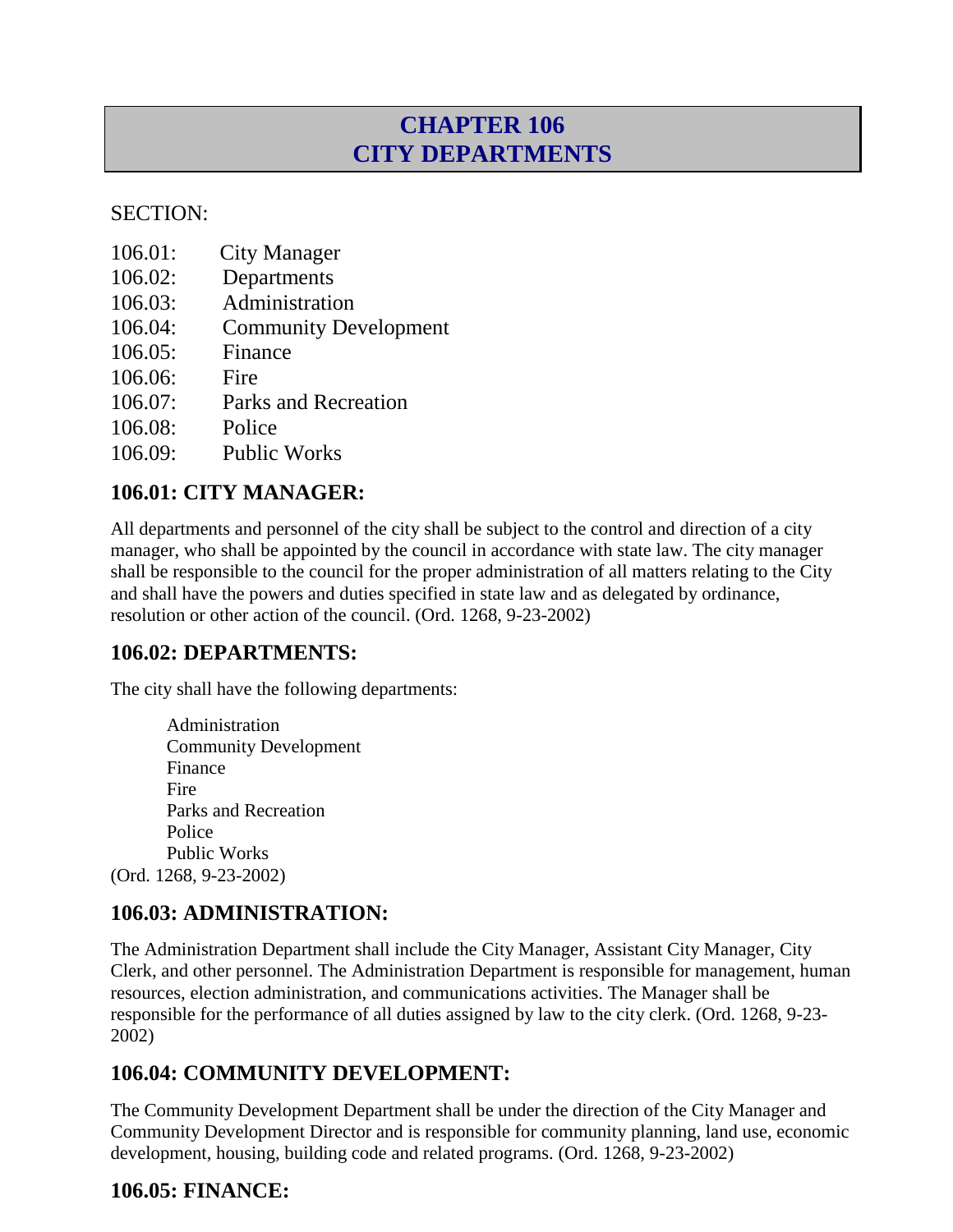# CHAPTER 106
# CITY DEPARTMENTS

SECTION:

106.01: City Manager
106.02: Departments
106.03: Administration
106.04: Community Development
106.05: Finance
106.06: Fire
106.07: Parks and Recreation
106.08: Police
106.09: Public Works

## 106.01: CITY MANAGER:

All departments and personnel of the city shall be subject to the control and direction of a city manager, who shall be appointed by the council in accordance with state law. The city manager shall be responsible to the council for the proper administration of all matters relating to the City and shall have the powers and duties specified in state law and as delegated by ordinance, resolution or other action of the council. (Ord. 1268, 9-23-2002)

## 106.02: DEPARTMENTS:

The city shall have the following departments:

Administration
Community Development
Finance
Fire
Parks and Recreation
Police
Public Works

(Ord. 1268, 9-23-2002)

## 106.03: ADMINISTRATION:

The Administration Department shall include the City Manager, Assistant City Manager, City Clerk, and other personnel. The Administration Department is responsible for management, human resources, election administration, and communications activities. The Manager shall be responsible for the performance of all duties assigned by law to the city clerk. (Ord. 1268, 9-23-2002)

## 106.04: COMMUNITY DEVELOPMENT:

The Community Development Department shall be under the direction of the City Manager and Community Development Director and is responsible for community planning, land use, economic development, housing, building code and related programs. (Ord. 1268, 9-23-2002)

## 106.05: FINANCE: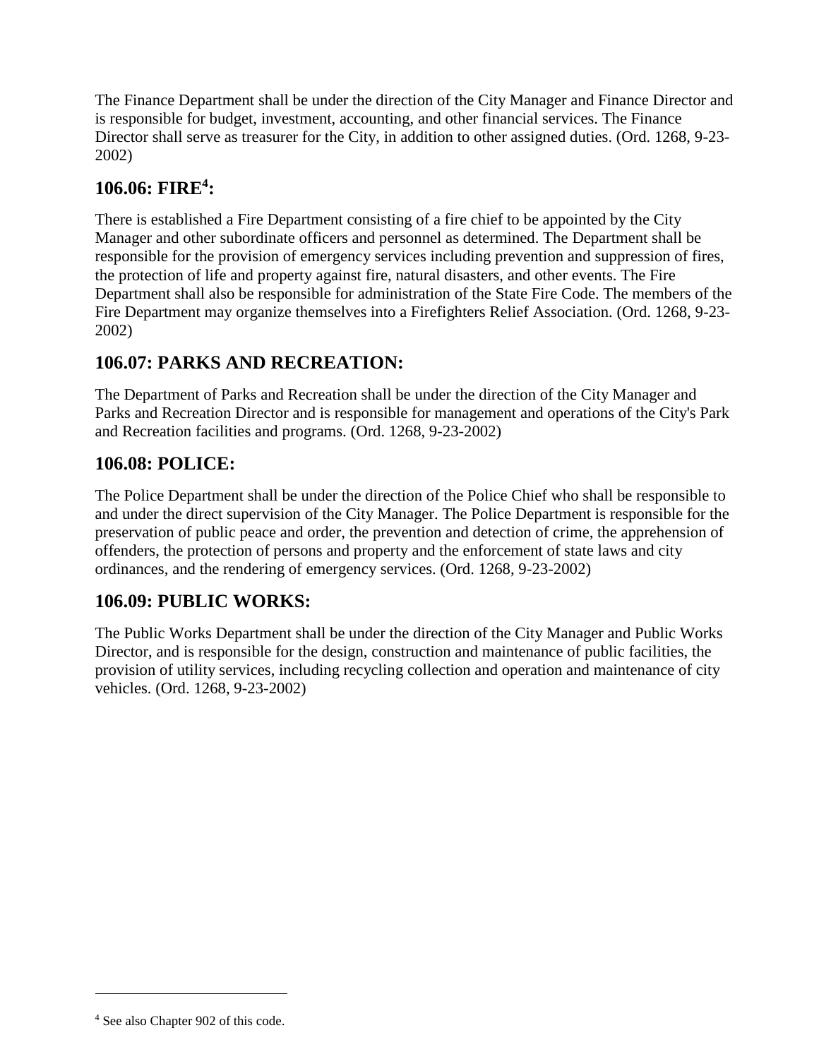The Finance Department shall be under the direction of the City Manager and Finance Director and is responsible for budget, investment, accounting, and other financial services. The Finance Director shall serve as treasurer for the City, in addition to other assigned duties. (Ord. 1268, 9-23-2002)

## 106.06: FIRE[4]:

There is established a Fire Department consisting of a fire chief to be appointed by the City Manager and other subordinate officers and personnel as determined. The Department shall be responsible for the provision of emergency services including prevention and suppression of fires, the protection of life and property against fire, natural disasters, and other events. The Fire Department shall also be responsible for administration of the State Fire Code. The members of the Fire Department may organize themselves into a Firefighters Relief Association. (Ord. 1268, 9-23-2002)

## 106.07: PARKS AND RECREATION:

The Department of Parks and Recreation shall be under the direction of the City Manager and Parks and Recreation Director and is responsible for management and operations of the City's Park and Recreation facilities and programs. (Ord. 1268, 9-23-2002)

## 106.08: POLICE:

The Police Department shall be under the direction of the Police Chief who shall be responsible to and under the direct supervision of the City Manager. The Police Department is responsible for the preservation of public peace and order, the prevention and detection of crime, the apprehension of offenders, the protection of persons and property and the enforcement of state laws and city ordinances, and the rendering of emergency services. (Ord. 1268, 9-23-2002)

## 106.09: PUBLIC WORKS:

The Public Works Department shall be under the direction of the City Manager and Public Works Director, and is responsible for the design, construction and maintenance of public facilities, the provision of utility services, including recycling collection and operation and maintenance of city vehicles. (Ord. 1268, 9-23-2002)

---

[4] See also Chapter 902 of this code.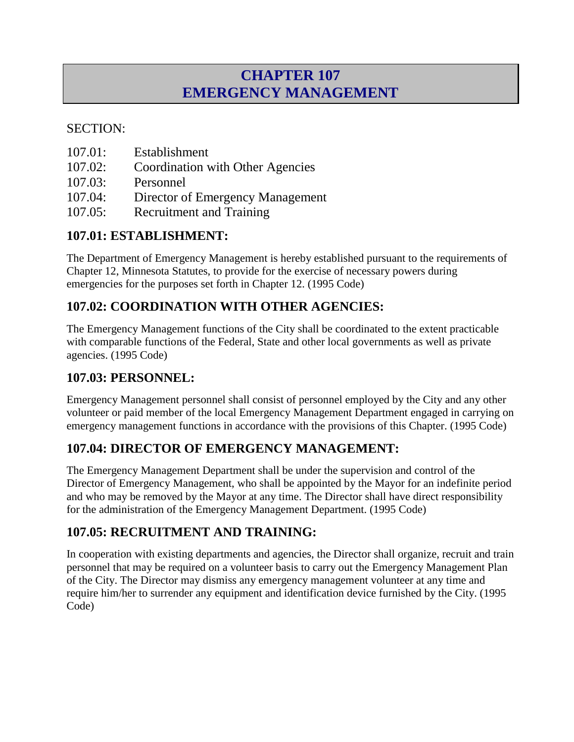# CHAPTER 107
# EMERGENCY MANAGEMENT

SECTION:

107.01: Establishment
107.02: Coordination with Other Agencies
107.03: Personnel
107.04: Director of Emergency Management
107.05: Recruitment and Training

## 107.01: ESTABLISHMENT:

The Department of Emergency Management is hereby established pursuant to the requirements of Chapter 12, Minnesota Statutes, to provide for the exercise of necessary powers during emergencies for the purposes set forth in Chapter 12. (1995 Code)

## 107.02: COORDINATION WITH OTHER AGENCIES:

The Emergency Management functions of the City shall be coordinated to the extent practicable with comparable functions of the Federal, State and other local governments as well as private agencies. (1995 Code)

## 107.03: PERSONNEL:

Emergency Management personnel shall consist of personnel employed by the City and any other volunteer or paid member of the local Emergency Management Department engaged in carrying on emergency management functions in accordance with the provisions of this Chapter. (1995 Code)

## 107.04: DIRECTOR OF EMERGENCY MANAGEMENT:

The Emergency Management Department shall be under the supervision and control of the Director of Emergency Management, who shall be appointed by the Mayor for an indefinite period and who may be removed by the Mayor at any time. The Director shall have direct responsibility for the administration of the Emergency Management Department. (1995 Code)

## 107.05: RECRUITMENT AND TRAINING:

In cooperation with existing departments and agencies, the Director shall organize, recruit and train personnel that may be required on a volunteer basis to carry out the Emergency Management Plan of the City. The Director may dismiss any emergency management volunteer at any time and require him/her to surrender any equipment and identification device furnished by the City. (1995 Code)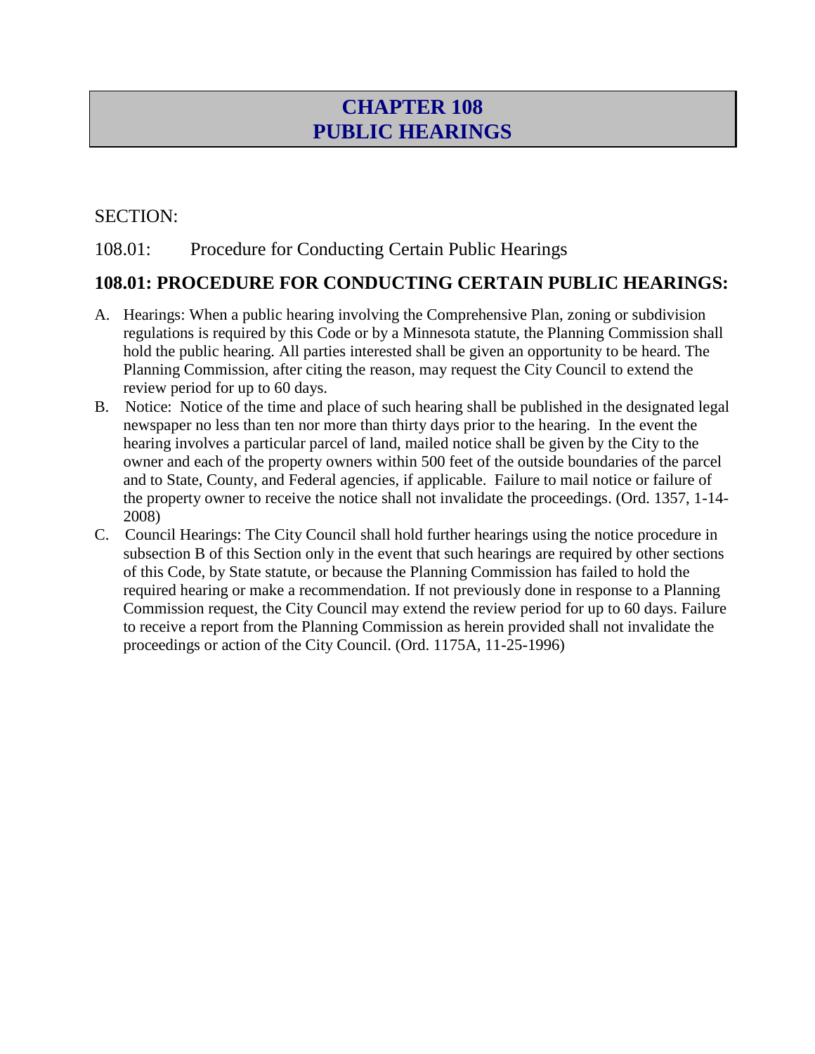# CHAPTER 108
# PUBLIC HEARINGS

SECTION:

108.01: Procedure for Conducting Certain Public Hearings

## 108.01: PROCEDURE FOR CONDUCTING CERTAIN PUBLIC HEARINGS:

A. Hearings: When a public hearing involving the Comprehensive Plan, zoning or subdivision regulations is required by this Code or by a Minnesota statute, the Planning Commission shall hold the public hearing. All parties interested shall be given an opportunity to be heard. The Planning Commission, after citing the reason, may request the City Council to extend the review period for up to 60 days.

B. Notice: Notice of the time and place of such hearing shall be published in the designated legal newspaper no less than ten nor more than thirty days prior to the hearing. In the event the hearing involves a particular parcel of land, mailed notice shall be given by the City to the owner and each of the property owners within 500 feet of the outside boundaries of the parcel and to State, County, and Federal agencies, if applicable. Failure to mail notice or failure of the property owner to receive the notice shall not invalidate the proceedings. (Ord. 1357, 1-14-2008)

C. Council Hearings: The City Council shall hold further hearings using the notice procedure in subsection B of this Section only in the event that such hearings are required by other sections of this Code, by State statute, or because the Planning Commission has failed to hold the required hearing or make a recommendation. If not previously done in response to a Planning Commission request, the City Council may extend the review period for up to 60 days. Failure to receive a report from the Planning Commission as herein provided shall not invalidate the proceedings or action of the City Council. (Ord. 1175A, 11-25-1996)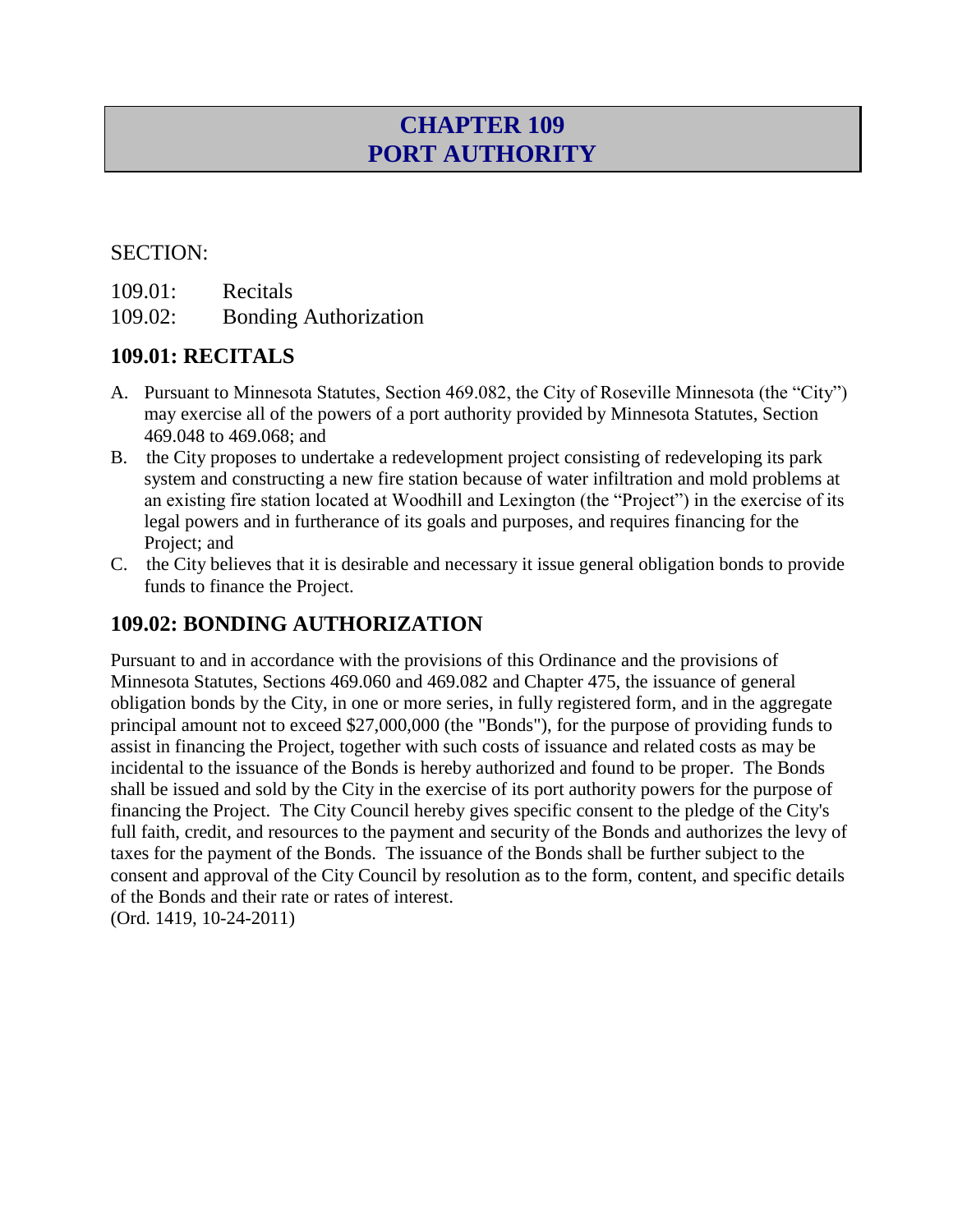# CHAPTER 109
# PORT AUTHORITY

SECTION:

109.01: Recitals
109.02: Bonding Authorization

## 109.01: RECITALS

A. Pursuant to Minnesota Statutes, Section 469.082, the City of Roseville Minnesota (the "City") may exercise all of the powers of a port authority provided by Minnesota Statutes, Section 469.048 to 469.068; and
B. the City proposes to undertake a redevelopment project consisting of redeveloping its park system and constructing a new fire station because of water infiltration and mold problems at an existing fire station located at Woodhill and Lexington (the "Project") in the exercise of its legal powers and in furtherance of its goals and purposes, and requires financing for the Project; and
C. the City believes that it is desirable and necessary it issue general obligation bonds to provide funds to finance the Project.

## 109.02: BONDING AUTHORIZATION

Pursuant to and in accordance with the provisions of this Ordinance and the provisions of Minnesota Statutes, Sections 469.060 and 469.082 and Chapter 475, the issuance of general obligation bonds by the City, in one or more series, in fully registered form, and in the aggregate principal amount not to exceed $27,000,000 (the "Bonds"), for the purpose of providing funds to assist in financing the Project, together with such costs of issuance and related costs as may be incidental to the issuance of the Bonds is hereby authorized and found to be proper. The Bonds shall be issued and sold by the City in the exercise of its port authority powers for the purpose of financing the Project. The City Council hereby gives specific consent to the pledge of the City's full faith, credit, and resources to the payment and security of the Bonds and authorizes the levy of taxes for the payment of the Bonds. The issuance of the Bonds shall be further subject to the consent and approval of the City Council by resolution as to the form, content, and specific details of the Bonds and their rate or rates of interest.
(Ord. 1419, 10-24-2011)